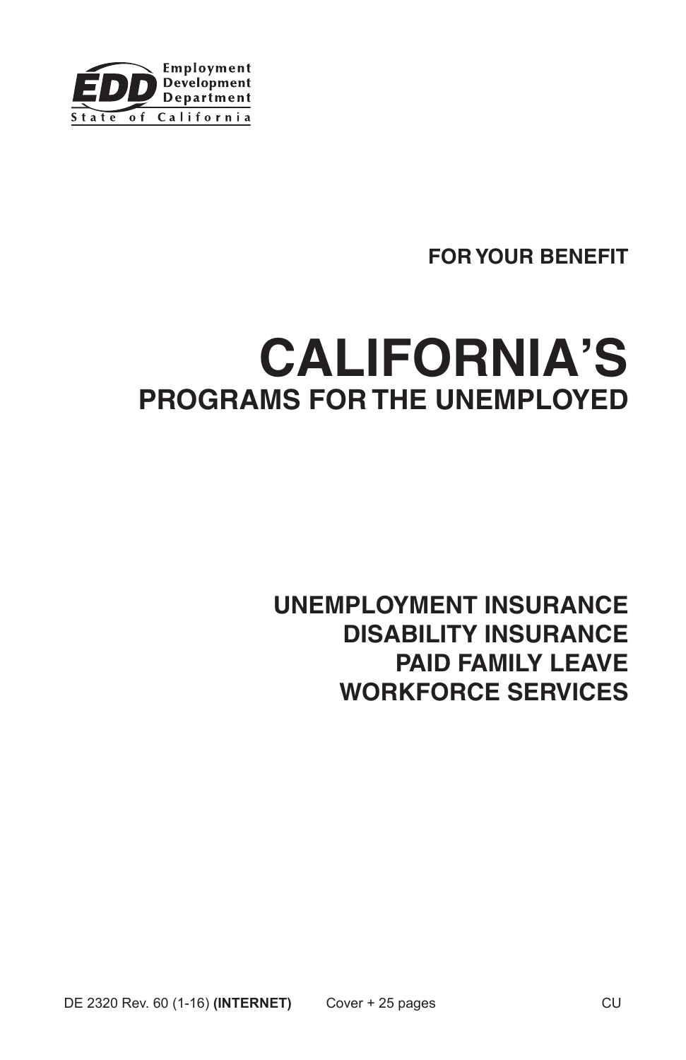EDD Employment Development Department
State of California

**FOR YOUR BENEFIT**

# CALIFORNIA'S
## PROGRAMS FOR THE UNEMPLOYED

**UNEMPLOYMENT INSURANCE**
**DISABILITY INSURANCE**
**PAID FAMILY LEAVE**
**WORKFORCE SERVICES**

DE 2320 Rev. 60 (1-16) **(INTERNET)** Cover + 25 pages CU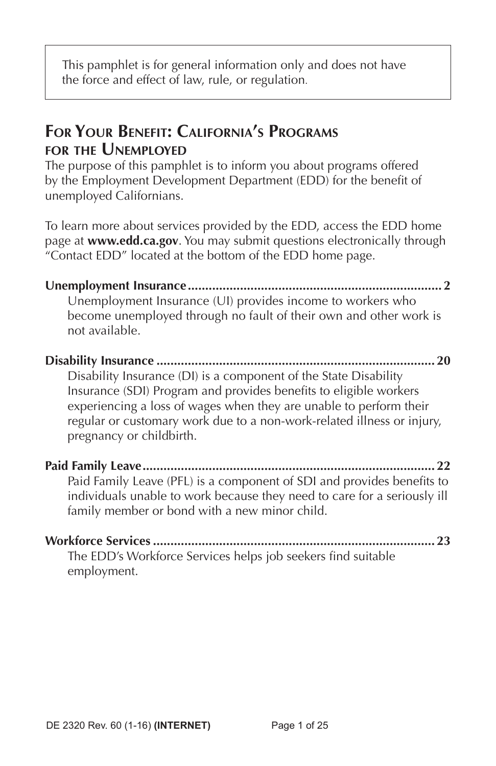This pamphlet is for general information only and does not have the force and effect of law, rule, or regulation.

## For Your Benefit: California's Programs for the Unemployed

The purpose of this pamphlet is to inform you about programs offered by the Employment Development Department (EDD) for the benefit of unemployed Californians.

To learn more about services provided by the EDD, access the EDD home page at **www.edd.ca.gov**. You may submit questions electronically through "Contact EDD" located at the bottom of the EDD home page.

**Unemployment Insurance** .......... 2

Unemployment Insurance (UI) provides income to workers who become unemployed through no fault of their own and other work is not available.

**Disability Insurance** .......... 20

Disability Insurance (DI) is a component of the State Disability Insurance (SDI) Program and provides benefits to eligible workers experiencing a loss of wages when they are unable to perform their regular or customary work due to a non-work-related illness or injury, pregnancy or childbirth.

**Paid Family Leave** .......... 22

Paid Family Leave (PFL) is a component of SDI and provides benefits to individuals unable to work because they need to care for a seriously ill family member or bond with a new minor child.

**Workforce Services** .......... 23

The EDD's Workforce Services helps job seekers find suitable employment.

DE 2320 Rev. 60 (1-16) **(INTERNET)**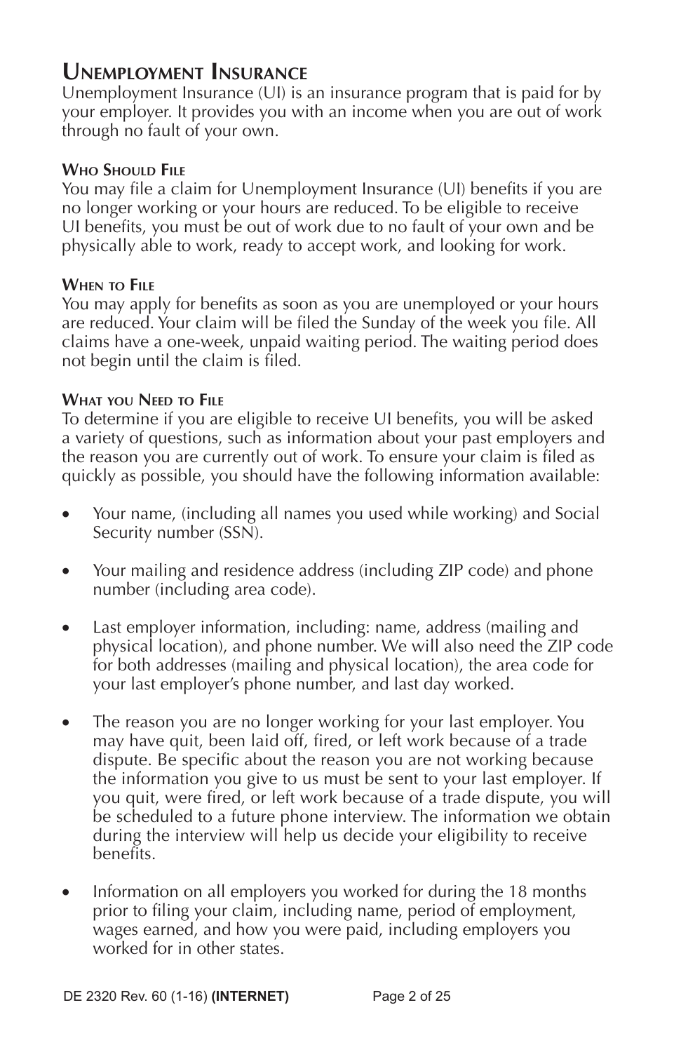## Unemployment Insurance

Unemployment Insurance (UI) is an insurance program that is paid for by your employer. It provides you with an income when you are out of work through no fault of your own.

### Who Should File

You may file a claim for Unemployment Insurance (UI) benefits if you are no longer working or your hours are reduced. To be eligible to receive UI benefits, you must be out of work due to no fault of your own and be physically able to work, ready to accept work, and looking for work.

### When to File

You may apply for benefits as soon as you are unemployed or your hours are reduced. Your claim will be filed the Sunday of the week you file. All claims have a one-week, unpaid waiting period. The waiting period does not begin until the claim is filed.

### What you Need to File

To determine if you are eligible to receive UI benefits, you will be asked a variety of questions, such as information about your past employers and the reason you are currently out of work. To ensure your claim is filed as quickly as possible, you should have the following information available:

- Your name, (including all names you used while working) and Social Security number (SSN).
- Your mailing and residence address (including ZIP code) and phone number (including area code).
- Last employer information, including: name, address (mailing and physical location), and phone number. We will also need the ZIP code for both addresses (mailing and physical location), the area code for your last employer's phone number, and last day worked.
- The reason you are no longer working for your last employer. You may have quit, been laid off, fired, or left work because of a trade dispute. Be specific about the reason you are not working because the information you give to us must be sent to your last employer. If you quit, were fired, or left work because of a trade dispute, you will be scheduled to a future phone interview. The information we obtain during the interview will help us decide your eligibility to receive benefits.
- Information on all employers you worked for during the 18 months prior to filing your claim, including name, period of employment, wages earned, and how you were paid, including employers you worked for in other states.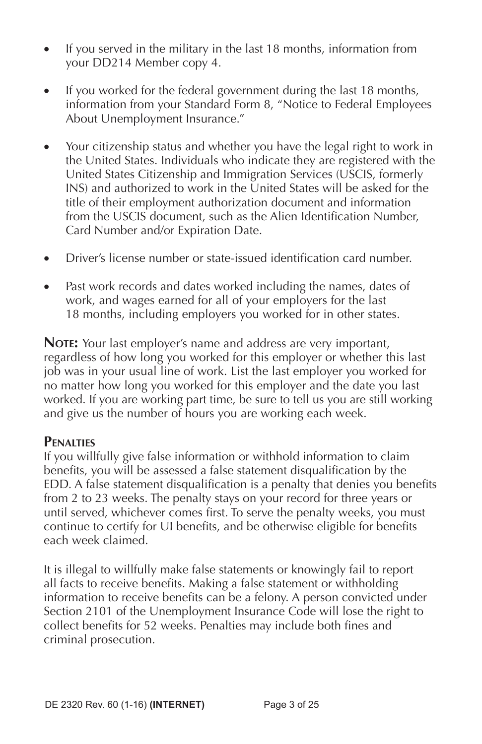- If you served in the military in the last 18 months, information from your DD214 Member copy 4.
- If you worked for the federal government during the last 18 months, information from your Standard Form 8, "Notice to Federal Employees About Unemployment Insurance."
- Your citizenship status and whether you have the legal right to work in the United States. Individuals who indicate they are registered with the United States Citizenship and Immigration Services (USCIS, formerly INS) and authorized to work in the United States will be asked for the title of their employment authorization document and information from the USCIS document, such as the Alien Identification Number, Card Number and/or Expiration Date.
- Driver's license number or state-issued identification card number.
- Past work records and dates worked including the names, dates of work, and wages earned for all of your employers for the last 18 months, including employers you worked for in other states.

**Note:** Your last employer's name and address are very important, regardless of how long you worked for this employer or whether this last job was in your usual line of work. List the last employer you worked for no matter how long you worked for this employer and the date you last worked. If you are working part time, be sure to tell us you are still working and give us the number of hours you are working each week.

### Penalties

If you willfully give false information or withhold information to claim benefits, you will be assessed a false statement disqualification by the EDD. A false statement disqualification is a penalty that denies you benefits from 2 to 23 weeks. The penalty stays on your record for three years or until served, whichever comes first. To serve the penalty weeks, you must continue to certify for UI benefits, and be otherwise eligible for benefits each week claimed.

It is illegal to willfully make false statements or knowingly fail to report all facts to receive benefits. Making a false statement or withholding information to receive benefits can be a felony. A person convicted under Section 2101 of the Unemployment Insurance Code will lose the right to collect benefits for 52 weeks. Penalties may include both fines and criminal prosecution.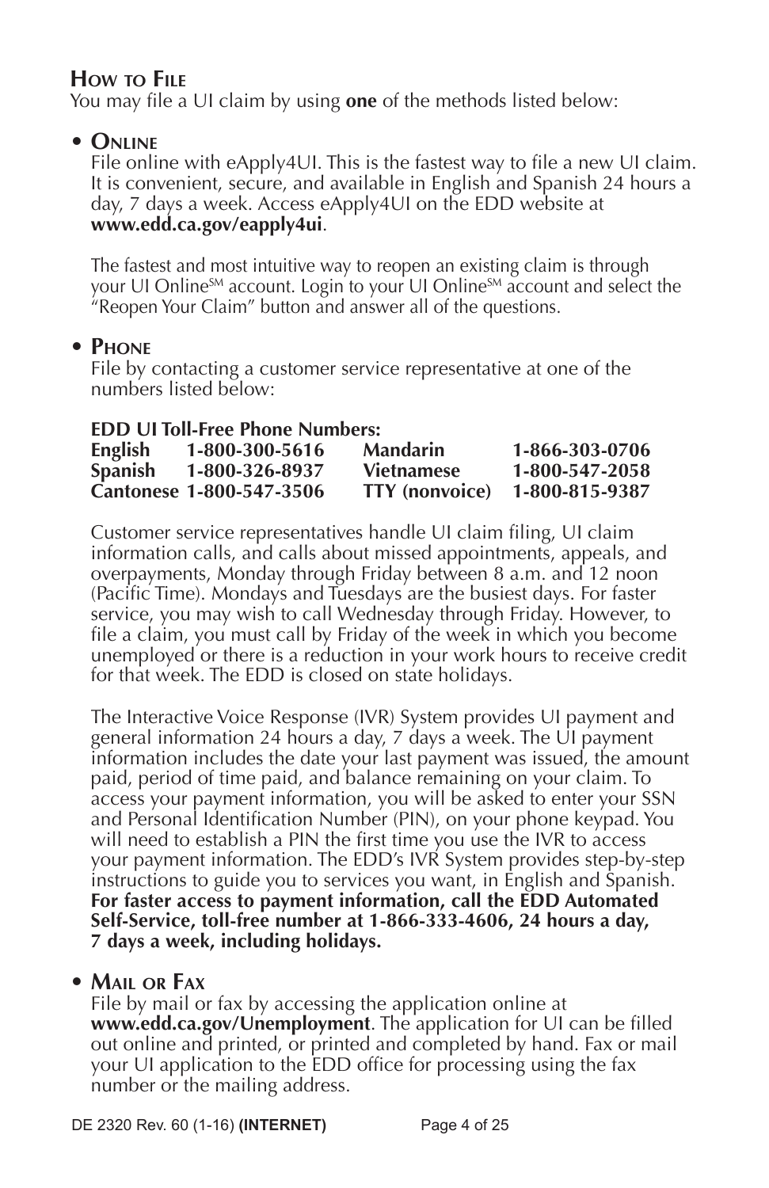## How to File

You may file a UI claim by using **one** of the methods listed below:

- **Online**

  File online with eApply4UI. This is the fastest way to file a new UI claim. It is convenient, secure, and available in English and Spanish 24 hours a day, 7 days a week. Access eApply4UI on the EDD website at **www.edd.ca.gov/eapply4ui**.

  The fastest and most intuitive way to reopen an existing claim is through your UI Online[SM] account. Login to your UI Online[SM] account and select the "Reopen Your Claim" button and answer all of the questions.

- **Phone**

  File by contacting a customer service representative at one of the numbers listed below:

  **EDD UI Toll-Free Phone Numbers:**

  | | | | |
  |---|---|---|---|
  | **English** | **1-800-300-5616** | **Mandarin** | **1-866-303-0706** |
  | **Spanish** | **1-800-326-8937** | **Vietnamese** | **1-800-547-2058** |
  | **Cantonese** | **1-800-547-3506** | **TTY (nonvoice)** | **1-800-815-9387** |

  Customer service representatives handle UI claim filing, UI claim information calls, and calls about missed appointments, appeals, and overpayments, Monday through Friday between 8 a.m. and 12 noon (Pacific Time). Mondays and Tuesdays are the busiest days. For faster service, you may wish to call Wednesday through Friday. However, to file a claim, you must call by Friday of the week in which you become unemployed or there is a reduction in your work hours to receive credit for that week. The EDD is closed on state holidays.

  The Interactive Voice Response (IVR) System provides UI payment and general information 24 hours a day, 7 days a week. The UI payment information includes the date your last payment was issued, the amount paid, period of time paid, and balance remaining on your claim. To access your payment information, you will be asked to enter your SSN and Personal Identification Number (PIN), on your phone keypad. You will need to establish a PIN the first time you use the IVR to access your payment information. The EDD's IVR System provides step-by-step instructions to guide you to services you want, in English and Spanish. **For faster access to payment information, call the EDD Automated Self-Service, toll-free number at 1-866-333-4606, 24 hours a day, 7 days a week, including holidays.**

- **Mail or Fax**

  File by mail or fax by accessing the application online at **www.edd.ca.gov/Unemployment**. The application for UI can be filled out online and printed, or printed and completed by hand. Fax or mail your UI application to the EDD office for processing using the fax number or the mailing address.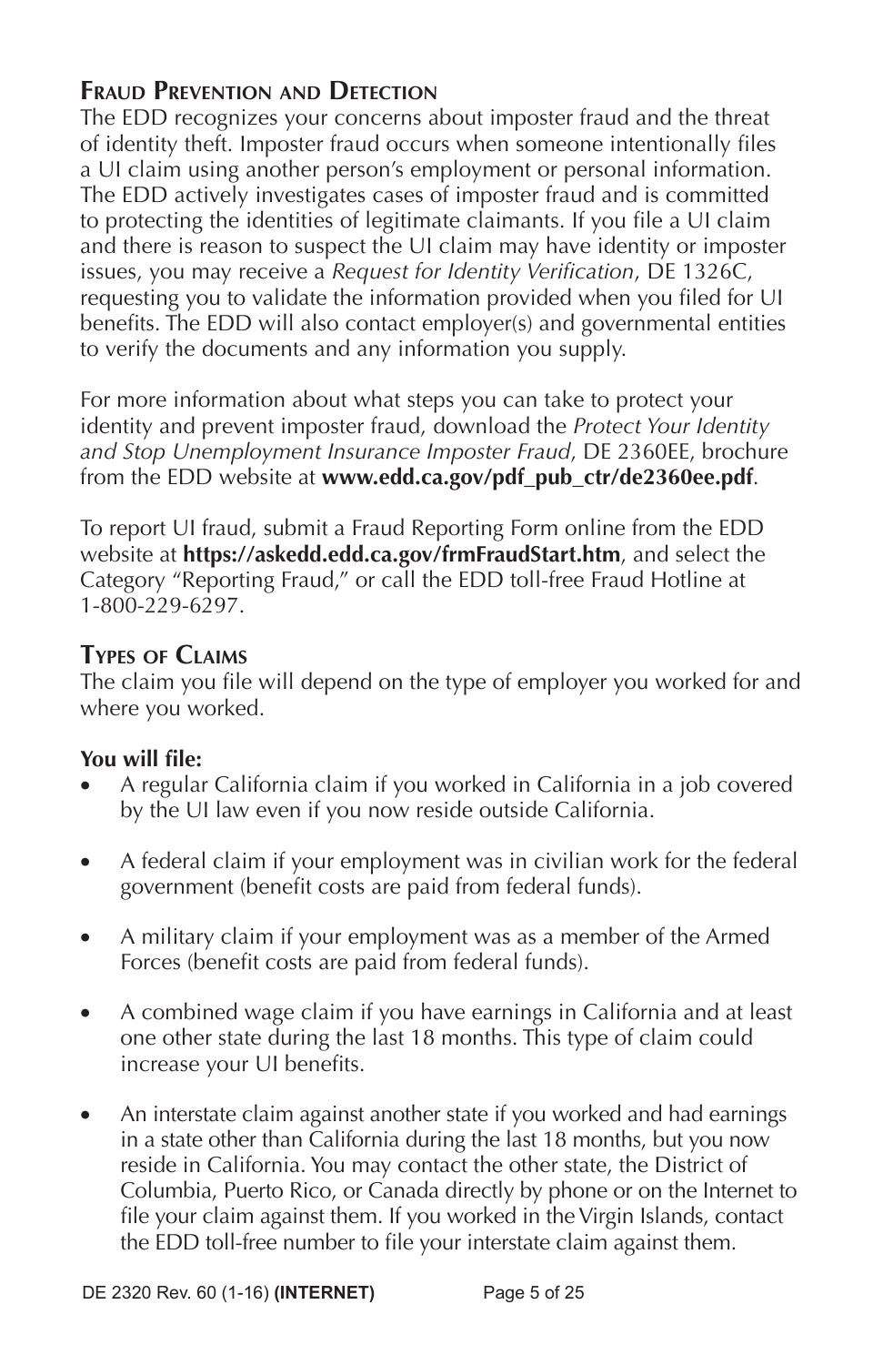## Fraud Prevention and Detection

The EDD recognizes your concerns about imposter fraud and the threat of identity theft. Imposter fraud occurs when someone intentionally files a UI claim using another person's employment or personal information. The EDD actively investigates cases of imposter fraud and is committed to protecting the identities of legitimate claimants. If you file a UI claim and there is reason to suspect the UI claim may have identity or imposter issues, you may receive a *Request for Identity Verification*, DE 1326C, requesting you to validate the information provided when you filed for UI benefits. The EDD will also contact employer(s) and governmental entities to verify the documents and any information you supply.

For more information about what steps you can take to protect your identity and prevent imposter fraud, download the *Protect Your Identity and Stop Unemployment Insurance Imposter Fraud*, DE 2360EE, brochure from the EDD website at **www.edd.ca.gov/pdf_pub_ctr/de2360ee.pdf**.

To report UI fraud, submit a Fraud Reporting Form online from the EDD website at **https://askedd.edd.ca.gov/frmFraudStart.htm**, and select the Category "Reporting Fraud," or call the EDD toll-free Fraud Hotline at 1-800-229-6297.

## Types of Claims

The claim you file will depend on the type of employer you worked for and where you worked.

**You will file:**

- A regular California claim if you worked in California in a job covered by the UI law even if you now reside outside California.
- A federal claim if your employment was in civilian work for the federal government (benefit costs are paid from federal funds).
- A military claim if your employment was as a member of the Armed Forces (benefit costs are paid from federal funds).
- A combined wage claim if you have earnings in California and at least one other state during the last 18 months. This type of claim could increase your UI benefits.
- An interstate claim against another state if you worked and had earnings in a state other than California during the last 18 months, but you now reside in California. You may contact the other state, the District of Columbia, Puerto Rico, or Canada directly by phone or on the Internet to file your claim against them. If you worked in the Virgin Islands, contact the EDD toll-free number to file your interstate claim against them.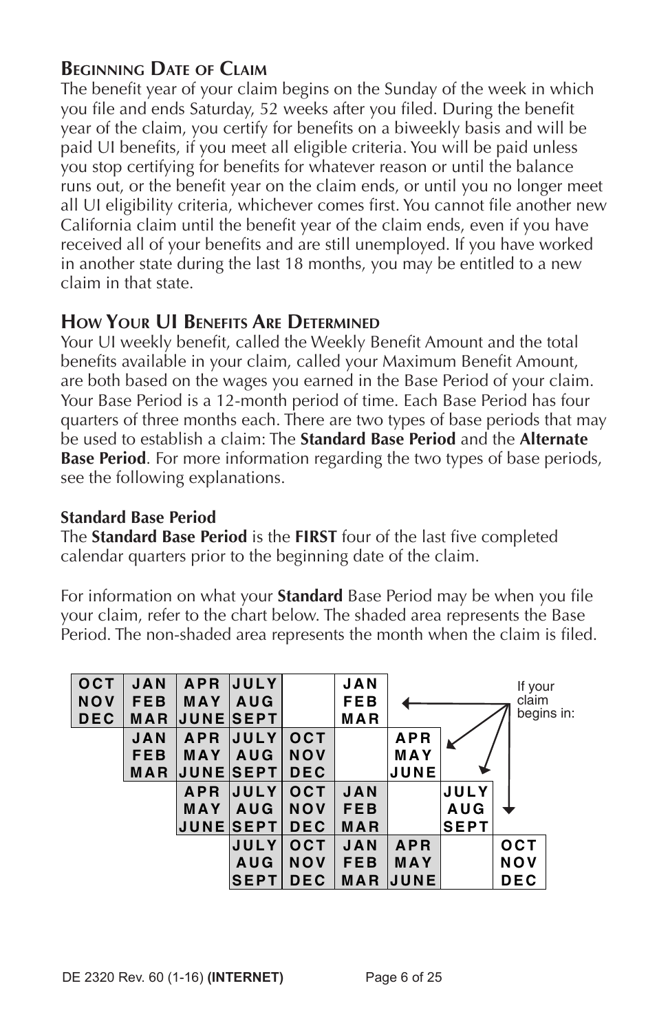### Beginning Date of Claim

The benefit year of your claim begins on the Sunday of the week in which you file and ends Saturday, 52 weeks after you filed. During the benefit year of the claim, you certify for benefits on a biweekly basis and will be paid UI benefits, if you meet all eligible criteria. You will be paid unless you stop certifying for benefits for whatever reason or until the balance runs out, or the benefit year on the claim ends, or until you no longer meet all UI eligibility criteria, whichever comes first. You cannot file another new California claim until the benefit year of the claim ends, even if you have received all of your benefits and are still unemployed. If you have worked in another state during the last 18 months, you may be entitled to a new claim in that state.

### How Your UI Benefits Are Determined

Your UI weekly benefit, called the Weekly Benefit Amount and the total benefits available in your claim, called your Maximum Benefit Amount, are both based on the wages you earned in the Base Period of your claim. Your Base Period is a 12-month period of time. Each Base Period has four quarters of three months each. There are two types of base periods that may be used to establish a claim: The **Standard Base Period** and the **Alternate Base Period**. For more information regarding the two types of base periods, see the following explanations.

**Standard Base Period**

The **Standard Base Period** is the **FIRST** four of the last five completed calendar quarters prior to the beginning date of the claim.

For information on what your **Standard** Base Period may be when you file your claim, refer to the chart below. The shaded area represents the Base Period. The non-shaded area represents the month when the claim is filed.

If your claim begins in:

| | | | | | | | | |
|---|---|---|---|---|---|---|---|---|
| OCT NOV DEC | JAN FEB MAR | APR MAY JUNE | JULY AUG SEPT | | JAN FEB MAR | | | |
| | JAN FEB MAR | APR MAY JUNE | JULY AUG SEPT | OCT NOV DEC | | APR MAY JUNE | | |
| | | APR MAY JUNE | JULY AUG SEPT | OCT NOV DEC | JAN FEB MAR | | JULY AUG SEPT | |
| | | | JULY AUG SEPT | OCT NOV DEC | JAN FEB MAR | APR MAY JUNE | | OCT NOV DEC |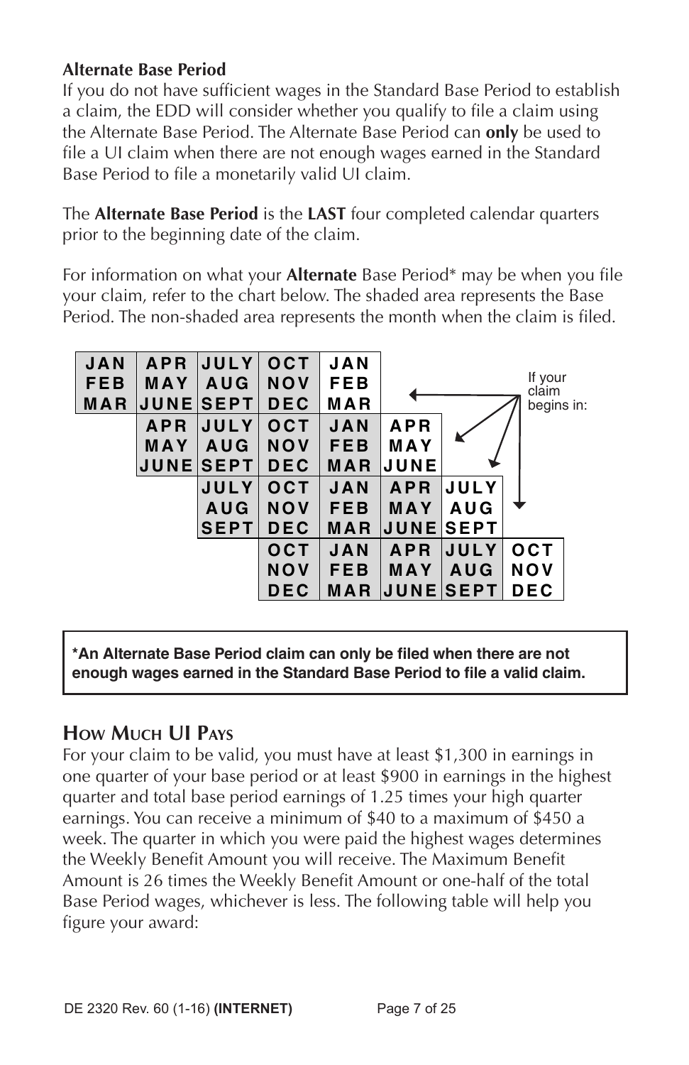**Alternate Base Period**

If you do not have sufficient wages in the Standard Base Period to establish a claim, the EDD will consider whether you qualify to file a claim using the Alternate Base Period. The Alternate Base Period can **only** be used to file a UI claim when there are not enough wages earned in the Standard Base Period to file a monetarily valid UI claim.

The **Alternate Base Period** is the **LAST** four completed calendar quarters prior to the beginning date of the claim.

For information on what your **Alternate** Base Period* may be when you file your claim, refer to the chart below. The shaded area represents the Base Period. The non-shaded area represents the month when the claim is filed.

| | | | | | | | If your claim begins in: |
|---|---|---|---|---|---|---|---|
| JAN FEB MAR | APR MAY JUNE | JULY AUG SEPT | OCT NOV DEC | JAN FEB MAR | | | |
| | APR MAY JUNE | JULY AUG SEPT | OCT NOV DEC | JAN FEB MAR | APR MAY JUNE | | |
| | | JULY AUG SEPT | OCT NOV DEC | JAN FEB MAR | APR MAY JUNE | JULY AUG SEPT | |
| | | | OCT NOV DEC | JAN FEB MAR | APR MAY JUNE | JULY AUG SEPT | OCT NOV DEC |

**\*An Alternate Base Period claim can only be filed when there are not enough wages earned in the Standard Base Period to file a valid claim.**

## How Much UI Pays

For your claim to be valid, you must have at least $1,300 in earnings in one quarter of your base period or at least $900 in earnings in the highest quarter and total base period earnings of 1.25 times your high quarter earnings. You can receive a minimum of $40 to a maximum of $450 a week. The quarter in which you were paid the highest wages determines the Weekly Benefit Amount you will receive. The Maximum Benefit Amount is 26 times the Weekly Benefit Amount or one-half of the total Base Period wages, whichever is less. The following table will help you figure your award: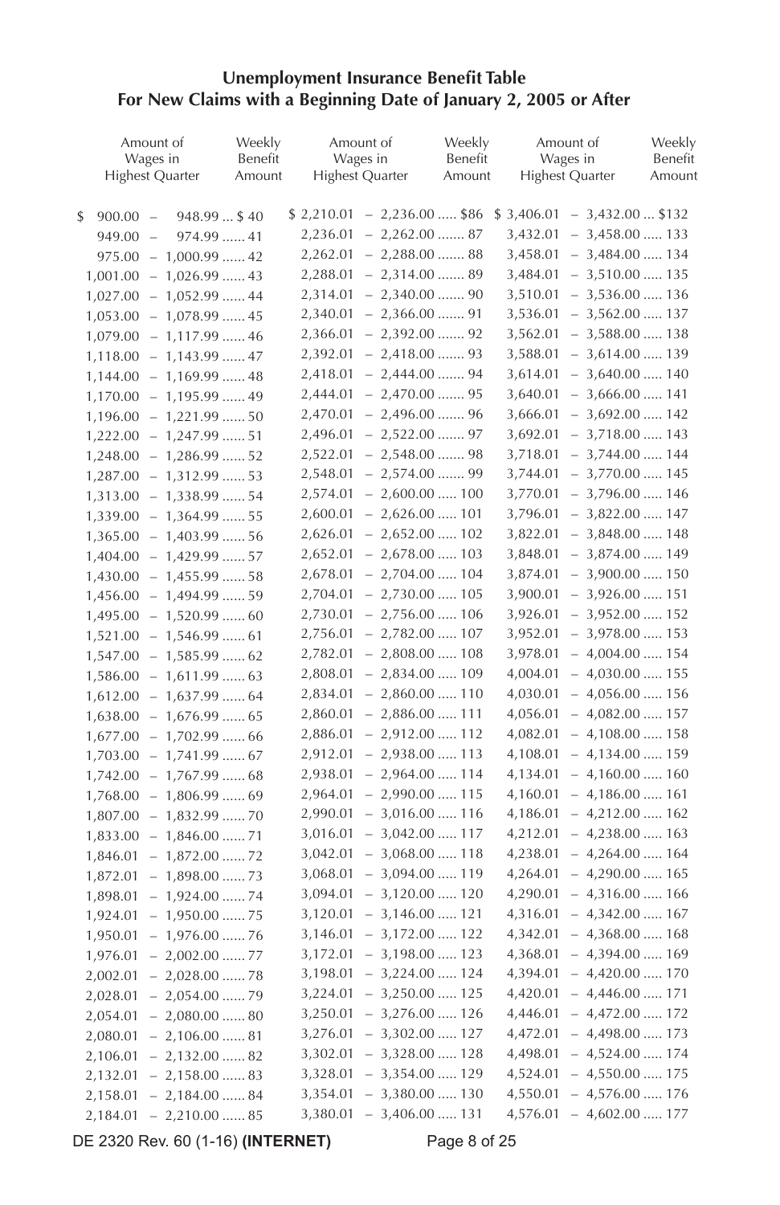## Unemployment Insurance Benefit Table
## For New Claims with a Beginning Date of January 2, 2005 or After

| Amount of Wages in Highest Quarter | Weekly Benefit Amount | Amount of Wages in Highest Quarter | Weekly Benefit Amount | Amount of Wages in Highest Quarter | Weekly Benefit Amount |
|---|---|---|---|---|---|
| $ 900.00 – 948.99 | $ 40 | $ 2,210.01 – 2,236.00 | $86 | $ 3,406.01 – 3,432.00 | $132 |
| 949.00 – 974.99 | 41 | 2,236.01 – 2,262.00 | 87 | 3,432.01 – 3,458.00 | 133 |
| 975.00 – 1,000.99 | 42 | 2,262.01 – 2,288.00 | 88 | 3,458.01 – 3,484.00 | 134 |
| 1,001.00 – 1,026.99 | 43 | 2,288.01 – 2,314.00 | 89 | 3,484.01 – 3,510.00 | 135 |
| 1,027.00 – 1,052.99 | 44 | 2,314.01 – 2,340.00 | 90 | 3,510.01 – 3,536.00 | 136 |
| 1,053.00 – 1,078.99 | 45 | 2,340.01 – 2,366.00 | 91 | 3,536.01 – 3,562.00 | 137 |
| 1,079.00 – 1,117.99 | 46 | 2,366.01 – 2,392.00 | 92 | 3,562.01 – 3,588.00 | 138 |
| 1,118.00 – 1,143.99 | 47 | 2,392.01 – 2,418.00 | 93 | 3,588.01 – 3,614.00 | 139 |
| 1,144.00 – 1,169.99 | 48 | 2,418.01 – 2,444.00 | 94 | 3,614.01 – 3,640.00 | 140 |
| 1,170.00 – 1,195.99 | 49 | 2,444.01 – 2,470.00 | 95 | 3,640.01 – 3,666.00 | 141 |
| 1,196.00 – 1,221.99 | 50 | 2,470.01 – 2,496.00 | 96 | 3,666.01 – 3,692.00 | 142 |
| 1,222.00 – 1,247.99 | 51 | 2,496.01 – 2,522.00 | 97 | 3,692.01 – 3,718.00 | 143 |
| 1,248.00 – 1,286.99 | 52 | 2,522.01 – 2,548.00 | 98 | 3,718.01 – 3,744.00 | 144 |
| 1,287.00 – 1,312.99 | 53 | 2,548.01 – 2,574.00 | 99 | 3,744.01 – 3,770.00 | 145 |
| 1,313.00 – 1,338.99 | 54 | 2,574.01 – 2,600.00 | 100 | 3,770.01 – 3,796.00 | 146 |
| 1,339.00 – 1,364.99 | 55 | 2,600.01 – 2,626.00 | 101 | 3,796.01 – 3,822.00 | 147 |
| 1,365.00 – 1,403.99 | 56 | 2,626.01 – 2,652.00 | 102 | 3,822.01 – 3,848.00 | 148 |
| 1,404.00 – 1,429.99 | 57 | 2,652.01 – 2,678.00 | 103 | 3,848.01 – 3,874.00 | 149 |
| 1,430.00 – 1,455.99 | 58 | 2,678.01 – 2,704.00 | 104 | 3,874.01 – 3,900.00 | 150 |
| 1,456.00 – 1,494.99 | 59 | 2,704.01 – 2,730.00 | 105 | 3,900.01 – 3,926.00 | 151 |
| 1,495.00 – 1,520.99 | 60 | 2,730.01 – 2,756.00 | 106 | 3,926.01 – 3,952.00 | 152 |
| 1,521.00 – 1,546.99 | 61 | 2,756.01 – 2,782.00 | 107 | 3,952.01 – 3,978.00 | 153 |
| 1,547.00 – 1,585.99 | 62 | 2,782.01 – 2,808.00 | 108 | 3,978.01 – 4,004.00 | 154 |
| 1,586.00 – 1,611.99 | 63 | 2,808.01 – 2,834.00 | 109 | 4,004.01 – 4,030.00 | 155 |
| 1,612.00 – 1,637.99 | 64 | 2,834.01 – 2,860.00 | 110 | 4,030.01 – 4,056.00 | 156 |
| 1,638.00 – 1,676.99 | 65 | 2,860.01 – 2,886.00 | 111 | 4,056.01 – 4,082.00 | 157 |
| 1,677.00 – 1,702.99 | 66 | 2,886.01 – 2,912.00 | 112 | 4,082.01 – 4,108.00 | 158 |
| 1,703.00 – 1,741.99 | 67 | 2,912.01 – 2,938.00 | 113 | 4,108.01 – 4,134.00 | 159 |
| 1,742.00 – 1,767.99 | 68 | 2,938.01 – 2,964.00 | 114 | 4,134.01 – 4,160.00 | 160 |
| 1,768.00 – 1,806.99 | 69 | 2,964.01 – 2,990.00 | 115 | 4,160.01 – 4,186.00 | 161 |
| 1,807.00 – 1,832.99 | 70 | 2,990.01 – 3,016.00 | 116 | 4,186.01 – 4,212.00 | 162 |
| 1,833.00 – 1,846.00 | 71 | 3,016.01 – 3,042.00 | 117 | 4,212.01 – 4,238.00 | 163 |
| 1,846.01 – 1,872.00 | 72 | 3,042.01 – 3,068.00 | 118 | 4,238.01 – 4,264.00 | 164 |
| 1,872.01 – 1,898.00 | 73 | 3,068.01 – 3,094.00 | 119 | 4,264.01 – 4,290.00 | 165 |
| 1,898.01 – 1,924.00 | 74 | 3,094.01 – 3,120.00 | 120 | 4,290.01 – 4,316.00 | 166 |
| 1,924.01 – 1,950.00 | 75 | 3,120.01 – 3,146.00 | 121 | 4,316.01 – 4,342.00 | 167 |
| 1,950.01 – 1,976.00 | 76 | 3,146.01 – 3,172.00 | 122 | 4,342.01 – 4,368.00 | 168 |
| 1,976.01 – 2,002.00 | 77 | 3,172.01 – 3,198.00 | 123 | 4,368.01 – 4,394.00 | 169 |
| 2,002.01 – 2,028.00 | 78 | 3,198.01 – 3,224.00 | 124 | 4,394.01 – 4,420.00 | 170 |
| 2,028.01 – 2,054.00 | 79 | 3,224.01 – 3,250.00 | 125 | 4,420.01 – 4,446.00 | 171 |
| 2,054.01 – 2,080.00 | 80 | 3,250.01 – 3,276.00 | 126 | 4,446.01 – 4,472.00 | 172 |
| 2,080.01 – 2,106.00 | 81 | 3,276.01 – 3,302.00 | 127 | 4,472.01 – 4,498.00 | 173 |
| 2,106.01 – 2,132.00 | 82 | 3,302.01 – 3,328.00 | 128 | 4,498.01 – 4,524.00 | 174 |
| 2,132.01 – 2,158.00 | 83 | 3,328.01 – 3,354.00 | 129 | 4,524.01 – 4,550.00 | 175 |
| 2,158.01 – 2,184.00 | 84 | 3,354.01 – 3,380.00 | 130 | 4,550.01 – 4,576.00 | 176 |
| 2,184.01 – 2,210.00 | 85 | 3,380.01 – 3,406.00 | 131 | 4,576.01 – 4,602.00 | 177 |

DE 2320 Rev. 60 (1-16) **(INTERNET)**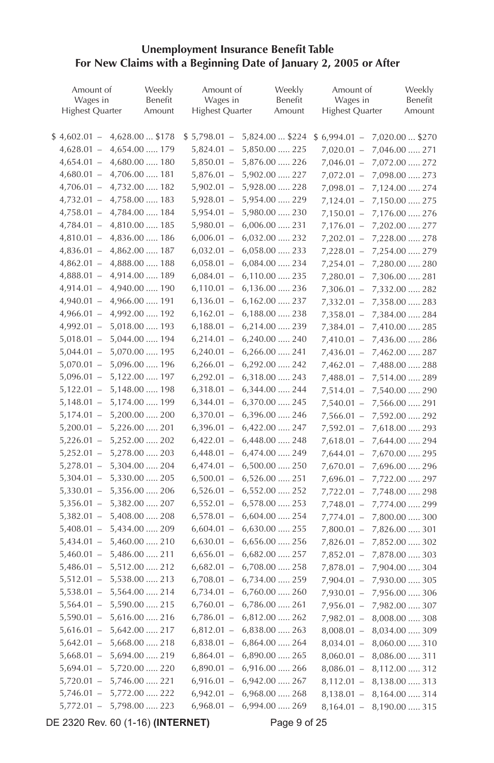## Unemployment Insurance Benefit Table
## For New Claims with a Beginning Date of January 2, 2005 or After

| Amount of Wages in Highest Quarter | Weekly Benefit Amount | Amount of Wages in Highest Quarter | Weekly Benefit Amount | Amount of Wages in Highest Quarter | Weekly Benefit Amount |
|---|---|---|---|---|---|
| $ 4,602.01 – 4,628.00 | $178 | $ 5,798.01 – 5,824.00 | $224 | $ 6,994.01 – 7,020.00 | $270 |
| 4,628.01 – 4,654.00 | 179 | 5,824.01 – 5,850.00 | 225 | 7,020.01 – 7,046.00 | 271 |
| 4,654.01 – 4,680.00 | 180 | 5,850.01 – 5,876.00 | 226 | 7,046.01 – 7,072.00 | 272 |
| 4,680.01 – 4,706.00 | 181 | 5,876.01 – 5,902.00 | 227 | 7,072.01 – 7,098.00 | 273 |
| 4,706.01 – 4,732.00 | 182 | 5,902.01 – 5,928.00 | 228 | 7,098.01 – 7,124.00 | 274 |
| 4,732.01 – 4,758.00 | 183 | 5,928.01 – 5,954.00 | 229 | 7,124.01 – 7,150.00 | 275 |
| 4,758.01 – 4,784.00 | 184 | 5,954.01 – 5,980.00 | 230 | 7,150.01 – 7,176.00 | 276 |
| 4,784.01 – 4,810.00 | 185 | 5,980.01 – 6,006.00 | 231 | 7,176.01 – 7,202.00 | 277 |
| 4,810.01 – 4,836.00 | 186 | 6,006.01 – 6,032.00 | 232 | 7,202.01 – 7,228.00 | 278 |
| 4,836.01 – 4,862.00 | 187 | 6,032.01 – 6,058.00 | 233 | 7,228.01 – 7,254.00 | 279 |
| 4,862.01 – 4,888.00 | 188 | 6,058.01 – 6,084.00 | 234 | 7,254.01 – 7,280.00 | 280 |
| 4,888.01 – 4,914.00 | 189 | 6,084.01 – 6,110.00 | 235 | 7,280.01 – 7,306.00 | 281 |
| 4,914.01 – 4,940.00 | 190 | 6,110.01 – 6,136.00 | 236 | 7,306.01 – 7,332.00 | 282 |
| 4,940.01 – 4,966.00 | 191 | 6,136.01 – 6,162.00 | 237 | 7,332.01 – 7,358.00 | 283 |
| 4,966.01 – 4,992.00 | 192 | 6,162.01 – 6,188.00 | 238 | 7,358.01 – 7,384.00 | 284 |
| 4,992.01 – 5,018.00 | 193 | 6,188.01 – 6,214.00 | 239 | 7,384.01 – 7,410.00 | 285 |
| 5,018.01 – 5,044.00 | 194 | 6,214.01 – 6,240.00 | 240 | 7,410.01 – 7,436.00 | 286 |
| 5,044.01 – 5,070.00 | 195 | 6,240.01 – 6,266.00 | 241 | 7,436.01 – 7,462.00 | 287 |
| 5,070.01 – 5,096.00 | 196 | 6,266.01 – 6,292.00 | 242 | 7,462.01 – 7,488.00 | 288 |
| 5,096.01 – 5,122.00 | 197 | 6,292.01 – 6,318.00 | 243 | 7,488.01 – 7,514.00 | 289 |
| 5,122.01 – 5,148.00 | 198 | 6,318.01 – 6,344.00 | 244 | 7,514.01 – 7,540.00 | 290 |
| 5,148.01 – 5,174.00 | 199 | 6,344.01 – 6,370.00 | 245 | 7,540.01 – 7,566.00 | 291 |
| 5,174.01 – 5,200.00 | 200 | 6,370.01 – 6,396.00 | 246 | 7,566.01 – 7,592.00 | 292 |
| 5,200.01 – 5,226.00 | 201 | 6,396.01 – 6,422.00 | 247 | 7,592.01 – 7,618.00 | 293 |
| 5,226.01 – 5,252.00 | 202 | 6,422.01 – 6,448.00 | 248 | 7,618.01 – 7,644.00 | 294 |
| 5,252.01 – 5,278.00 | 203 | 6,448.01 – 6,474.00 | 249 | 7,644.01 – 7,670.00 | 295 |
| 5,278.01 – 5,304.00 | 204 | 6,474.01 – 6,500.00 | 250 | 7,670.01 – 7,696.00 | 296 |
| 5,304.01 – 5,330.00 | 205 | 6,500.01 – 6,526.00 | 251 | 7,696.01 – 7,722.00 | 297 |
| 5,330.01 – 5,356.00 | 206 | 6,526.01 – 6,552.00 | 252 | 7,722.01 – 7,748.00 | 298 |
| 5,356.01 – 5,382.00 | 207 | 6,552.01 – 6,578.00 | 253 | 7,748.01 – 7,774.00 | 299 |
| 5,382.01 – 5,408.00 | 208 | 6,578.01 – 6,604.00 | 254 | 7,774.01 – 7,800.00 | 300 |
| 5,408.01 – 5,434.00 | 209 | 6,604.01 – 6,630.00 | 255 | 7,800.01 – 7,826.00 | 301 |
| 5,434.01 – 5,460.00 | 210 | 6,630.01 – 6,656.00 | 256 | 7,826.01 – 7,852.00 | 302 |
| 5,460.01 – 5,486.00 | 211 | 6,656.01 – 6,682.00 | 257 | 7,852.01 – 7,878.00 | 303 |
| 5,486.01 – 5,512.00 | 212 | 6,682.01 – 6,708.00 | 258 | 7,878.01 – 7,904.00 | 304 |
| 5,512.01 – 5,538.00 | 213 | 6,708.01 – 6,734.00 | 259 | 7,904.01 – 7,930.00 | 305 |
| 5,538.01 – 5,564.00 | 214 | 6,734.01 – 6,760.00 | 260 | 7,930.01 – 7,956.00 | 306 |
| 5,564.01 – 5,590.00 | 215 | 6,760.01 – 6,786.00 | 261 | 7,956.01 – 7,982.00 | 307 |
| 5,590.01 – 5,616.00 | 216 | 6,786.01 – 6,812.00 | 262 | 7,982.01 – 8,008.00 | 308 |
| 5,616.01 – 5,642.00 | 217 | 6,812.01 – 6,838.00 | 263 | 8,008.01 – 8,034.00 | 309 |
| 5,642.01 – 5,668.00 | 218 | 6,838.01 – 6,864.00 | 264 | 8,034.01 – 8,060.00 | 310 |
| 5,668.01 – 5,694.00 | 219 | 6,864.01 – 6,890.00 | 265 | 8,060.01 – 8,086.00 | 311 |
| 5,694.01 – 5,720.00 | 220 | 6,890.01 – 6,916.00 | 266 | 8,086.01 – 8,112.00 | 312 |
| 5,720.01 – 5,746.00 | 221 | 6,916.01 – 6,942.00 | 267 | 8,112.01 – 8,138.00 | 313 |
| 5,746.01 – 5,772.00 | 222 | 6,942.01 – 6,968.00 | 268 | 8,138.01 – 8,164.00 | 314 |
| 5,772.01 – 5,798.00 | 223 | 6,968.01 – 6,994.00 | 269 | 8,164.01 – 8,190.00 | 315 |

DE 2320 Rev. 60 (1-16) **(INTERNET)**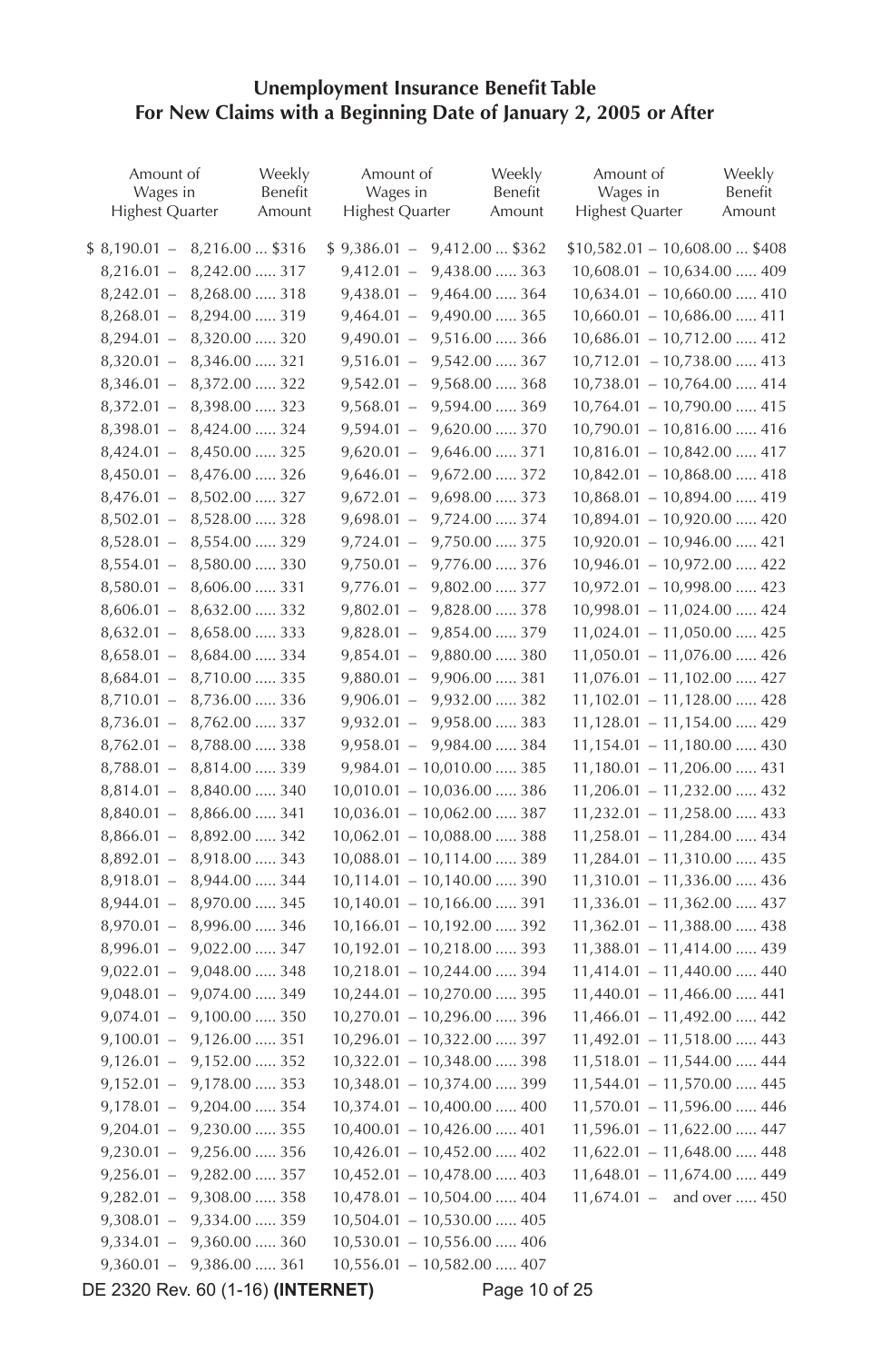## Unemployment Insurance Benefit Table
## For New Claims with a Beginning Date of January 2, 2005 or After

| Amount of Wages in Highest Quarter | Weekly Benefit Amount | Amount of Wages in Highest Quarter | Weekly Benefit Amount | Amount of Wages in Highest Quarter | Weekly Benefit Amount |
|---|---|---|---|---|---|
| $ 8,190.01 – 8,216.00 | $316 | $ 9,386.01 – 9,412.00 | $362 | $10,582.01 – 10,608.00 | $408 |
| 8,216.01 – 8,242.00 | 317 | 9,412.01 – 9,438.00 | 363 | 10,608.01 – 10,634.00 | 409 |
| 8,242.01 – 8,268.00 | 318 | 9,438.01 – 9,464.00 | 364 | 10,634.01 – 10,660.00 | 410 |
| 8,268.01 – 8,294.00 | 319 | 9,464.01 – 9,490.00 | 365 | 10,660.01 – 10,686.00 | 411 |
| 8,294.01 – 8,320.00 | 320 | 9,490.01 – 9,516.00 | 366 | 10,686.01 – 10,712.00 | 412 |
| 8,320.01 – 8,346.00 | 321 | 9,516.01 – 9,542.00 | 367 | 10,712.01 – 10,738.00 | 413 |
| 8,346.01 – 8,372.00 | 322 | 9,542.01 – 9,568.00 | 368 | 10,738.01 – 10,764.00 | 414 |
| 8,372.01 – 8,398.00 | 323 | 9,568.01 – 9,594.00 | 369 | 10,764.01 – 10,790.00 | 415 |
| 8,398.01 – 8,424.00 | 324 | 9,594.01 – 9,620.00 | 370 | 10,790.01 – 10,816.00 | 416 |
| 8,424.01 – 8,450.00 | 325 | 9,620.01 – 9,646.00 | 371 | 10,816.01 – 10,842.00 | 417 |
| 8,450.01 – 8,476.00 | 326 | 9,646.01 – 9,672.00 | 372 | 10,842.01 – 10,868.00 | 418 |
| 8,476.01 – 8,502.00 | 327 | 9,672.01 – 9,698.00 | 373 | 10,868.01 – 10,894.00 | 419 |
| 8,502.01 – 8,528.00 | 328 | 9,698.01 – 9,724.00 | 374 | 10,894.01 – 10,920.00 | 420 |
| 8,528.01 – 8,554.00 | 329 | 9,724.01 – 9,750.00 | 375 | 10,920.01 – 10,946.00 | 421 |
| 8,554.01 – 8,580.00 | 330 | 9,750.01 – 9,776.00 | 376 | 10,946.01 – 10,972.00 | 422 |
| 8,580.01 – 8,606.00 | 331 | 9,776.01 – 9,802.00 | 377 | 10,972.01 – 10,998.00 | 423 |
| 8,606.01 – 8,632.00 | 332 | 9,802.01 – 9,828.00 | 378 | 10,998.01 – 11,024.00 | 424 |
| 8,632.01 – 8,658.00 | 333 | 9,828.01 – 9,854.00 | 379 | 11,024.01 – 11,050.00 | 425 |
| 8,658.01 – 8,684.00 | 334 | 9,854.01 – 9,880.00 | 380 | 11,050.01 – 11,076.00 | 426 |
| 8,684.01 – 8,710.00 | 335 | 9,880.01 – 9,906.00 | 381 | 11,076.01 – 11,102.00 | 427 |
| 8,710.01 – 8,736.00 | 336 | 9,906.01 – 9,932.00 | 382 | 11,102.01 – 11,128.00 | 428 |
| 8,736.01 – 8,762.00 | 337 | 9,932.01 – 9,958.00 | 383 | 11,128.01 – 11,154.00 | 429 |
| 8,762.01 – 8,788.00 | 338 | 9,958.01 – 9,984.00 | 384 | 11,154.01 – 11,180.00 | 430 |
| 8,788.01 – 8,814.00 | 339 | 9,984.01 – 10,010.00 | 385 | 11,180.01 – 11,206.00 | 431 |
| 8,814.01 – 8,840.00 | 340 | 10,010.01 – 10,036.00 | 386 | 11,206.01 – 11,232.00 | 432 |
| 8,840.01 – 8,866.00 | 341 | 10,036.01 – 10,062.00 | 387 | 11,232.01 – 11,258.00 | 433 |
| 8,866.01 – 8,892.00 | 342 | 10,062.01 – 10,088.00 | 388 | 11,258.01 – 11,284.00 | 434 |
| 8,892.01 – 8,918.00 | 343 | 10,088.01 – 10,114.00 | 389 | 11,284.01 – 11,310.00 | 435 |
| 8,918.01 – 8,944.00 | 344 | 10,114.01 – 10,140.00 | 390 | 11,310.01 – 11,336.00 | 436 |
| 8,944.01 – 8,970.00 | 345 | 10,140.01 – 10,166.00 | 391 | 11,336.01 – 11,362.00 | 437 |
| 8,970.01 – 8,996.00 | 346 | 10,166.01 – 10,192.00 | 392 | 11,362.01 – 11,388.00 | 438 |
| 8,996.01 – 9,022.00 | 347 | 10,192.01 – 10,218.00 | 393 | 11,388.01 – 11,414.00 | 439 |
| 9,022.01 – 9,048.00 | 348 | 10,218.01 – 10,244.00 | 394 | 11,414.01 – 11,440.00 | 440 |
| 9,048.01 – 9,074.00 | 349 | 10,244.01 – 10,270.00 | 395 | 11,440.01 – 11,466.00 | 441 |
| 9,074.01 – 9,100.00 | 350 | 10,270.01 – 10,296.00 | 396 | 11,466.01 – 11,492.00 | 442 |
| 9,100.01 – 9,126.00 | 351 | 10,296.01 – 10,322.00 | 397 | 11,492.01 – 11,518.00 | 443 |
| 9,126.01 – 9,152.00 | 352 | 10,322.01 – 10,348.00 | 398 | 11,518.01 – 11,544.00 | 444 |
| 9,152.01 – 9,178.00 | 353 | 10,348.01 – 10,374.00 | 399 | 11,544.01 – 11,570.00 | 445 |
| 9,178.01 – 9,204.00 | 354 | 10,374.01 – 10,400.00 | 400 | 11,570.01 – 11,596.00 | 446 |
| 9,204.01 – 9,230.00 | 355 | 10,400.01 – 10,426.00 | 401 | 11,596.01 – 11,622.00 | 447 |
| 9,230.01 – 9,256.00 | 356 | 10,426.01 – 10,452.00 | 402 | 11,622.01 – 11,648.00 | 448 |
| 9,256.01 – 9,282.00 | 357 | 10,452.01 – 10,478.00 | 403 | 11,648.01 – 11,674.00 | 449 |
| 9,282.01 – 9,308.00 | 358 | 10,478.01 – 10,504.00 | 404 | 11,674.01 – and over | 450 |
| 9,308.01 – 9,334.00 | 359 | 10,504.01 – 10,530.00 | 405 | | |
| 9,334.01 – 9,360.00 | 360 | 10,530.01 – 10,556.00 | 406 | | |
| 9,360.01 – 9,386.00 | 361 | 10,556.01 – 10,582.00 | 407 | | |

DE 2320 Rev. 60 (1-16) **(INTERNET)**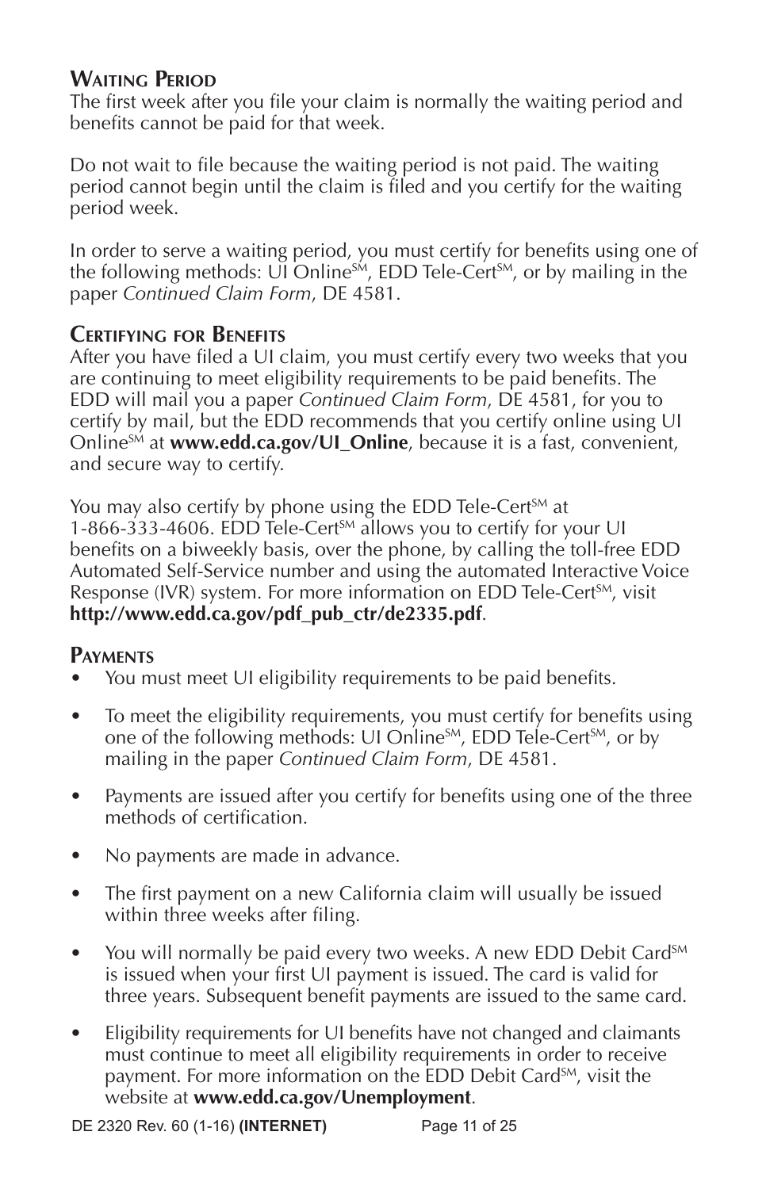### Waiting Period

The first week after you file your claim is normally the waiting period and benefits cannot be paid for that week.

Do not wait to file because the waiting period is not paid. The waiting period cannot begin until the claim is filed and you certify for the waiting period week.

In order to serve a waiting period, you must certify for benefits using one of the following methods: UI Online℠, EDD Tele-Cert℠, or by mailing in the paper *Continued Claim Form*, DE 4581.

### Certifying for Benefits

After you have filed a UI claim, you must certify every two weeks that you are continuing to meet eligibility requirements to be paid benefits. The EDD will mail you a paper *Continued Claim Form*, DE 4581, for you to certify by mail, but the EDD recommends that you certify online using UI Online℠ at **www.edd.ca.gov/UI_Online**, because it is a fast, convenient, and secure way to certify.

You may also certify by phone using the EDD Tele-Cert℠ at 1-866-333-4606. EDD Tele-Cert℠ allows you to certify for your UI benefits on a biweekly basis, over the phone, by calling the toll-free EDD Automated Self-Service number and using the automated Interactive Voice Response (IVR) system. For more information on EDD Tele-Cert℠, visit **http://www.edd.ca.gov/pdf_pub_ctr/de2335.pdf**.

### Payments

- You must meet UI eligibility requirements to be paid benefits.
- To meet the eligibility requirements, you must certify for benefits using one of the following methods: UI Online℠, EDD Tele-Cert℠, or by mailing in the paper *Continued Claim Form*, DE 4581.
- Payments are issued after you certify for benefits using one of the three methods of certification.
- No payments are made in advance.
- The first payment on a new California claim will usually be issued within three weeks after filing.
- You will normally be paid every two weeks. A new EDD Debit Card℠ is issued when your first UI payment is issued. The card is valid for three years. Subsequent benefit payments are issued to the same card.
- Eligibility requirements for UI benefits have not changed and claimants must continue to meet all eligibility requirements in order to receive payment. For more information on the EDD Debit Card℠, visit the website at **www.edd.ca.gov/Unemployment**.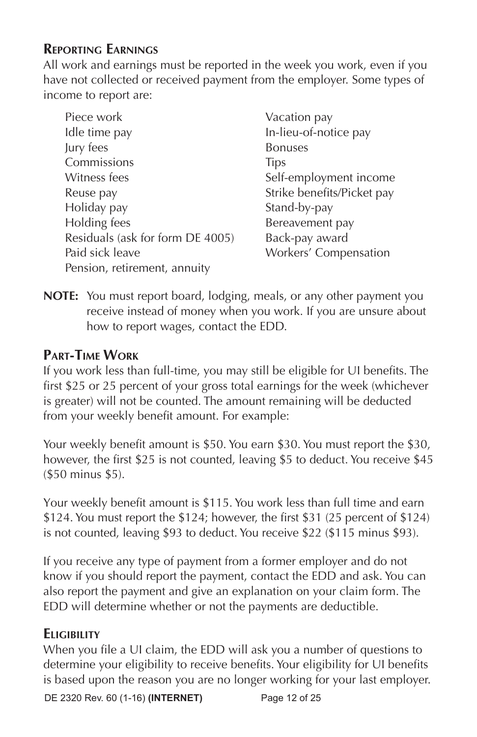### Reporting Earnings

All work and earnings must be reported in the week you work, even if you have not collected or received payment from the employer. Some types of income to report are:

- Piece work
- Idle time pay
- Jury fees
- Commissions
- Witness fees
- Reuse pay
- Holiday pay
- Holding fees
- Residuals (ask for form DE 4005)
- Paid sick leave
- Pension, retirement, annuity
- Vacation pay
- In-lieu-of-notice pay
- Bonuses
- Tips
- Self-employment income
- Strike benefits/Picket pay
- Stand-by-pay
- Bereavement pay
- Back-pay award
- Workers' Compensation

**NOTE:** You must report board, lodging, meals, or any other payment you receive instead of money when you work. If you are unsure about how to report wages, contact the EDD.

### Part-Time Work

If you work less than full-time, you may still be eligible for UI benefits. The first $25 or 25 percent of your gross total earnings for the week (whichever is greater) will not be counted. The amount remaining will be deducted from your weekly benefit amount. For example:

Your weekly benefit amount is $50. You earn $30. You must report the $30, however, the first $25 is not counted, leaving $5 to deduct. You receive $45 ($50 minus $5).

Your weekly benefit amount is $115. You work less than full time and earn $124. You must report the $124; however, the first $31 (25 percent of $124) is not counted, leaving $93 to deduct. You receive $22 ($115 minus $93).

If you receive any type of payment from a former employer and do not know if you should report the payment, contact the EDD and ask. You can also report the payment and give an explanation on your claim form. The EDD will determine whether or not the payments are deductible.

### Eligibility

When you file a UI claim, the EDD will ask you a number of questions to determine your eligibility to receive benefits. Your eligibility for UI benefits is based upon the reason you are no longer working for your last employer.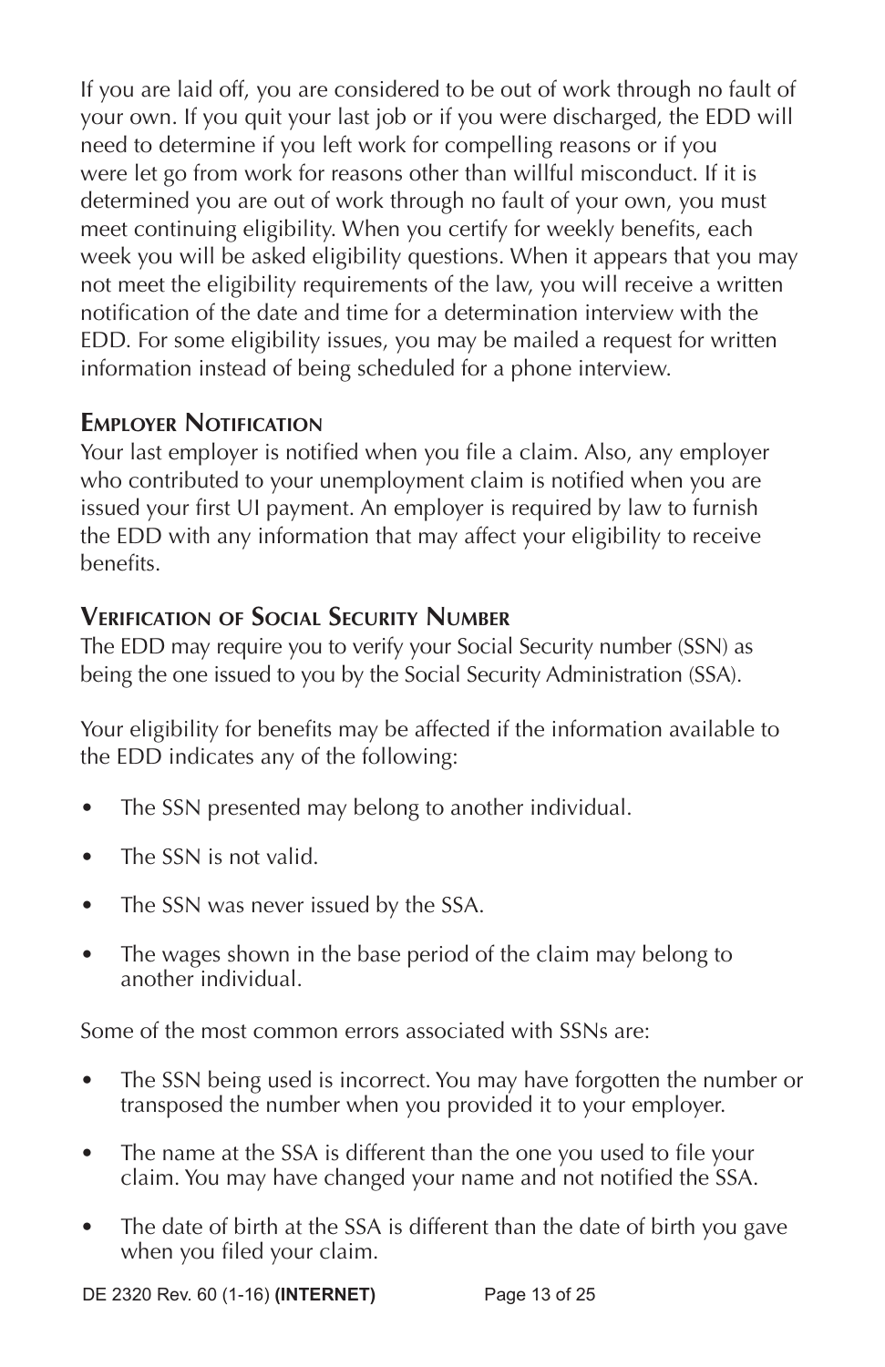If you are laid off, you are considered to be out of work through no fault of your own. If you quit your last job or if you were discharged, the EDD will need to determine if you left work for compelling reasons or if you were let go from work for reasons other than willful misconduct. If it is determined you are out of work through no fault of your own, you must meet continuing eligibility. When you certify for weekly benefits, each week you will be asked eligibility questions. When it appears that you may not meet the eligibility requirements of the law, you will receive a written notification of the date and time for a determination interview with the EDD. For some eligibility issues, you may be mailed a request for written information instead of being scheduled for a phone interview.

### Employer Notification

Your last employer is notified when you file a claim. Also, any employer who contributed to your unemployment claim is notified when you are issued your first UI payment. An employer is required by law to furnish the EDD with any information that may affect your eligibility to receive benefits.

### Verification of Social Security Number

The EDD may require you to verify your Social Security number (SSN) as being the one issued to you by the Social Security Administration (SSA).

Your eligibility for benefits may be affected if the information available to the EDD indicates any of the following:

- The SSN presented may belong to another individual.
- The SSN is not valid.
- The SSN was never issued by the SSA.
- The wages shown in the base period of the claim may belong to another individual.

Some of the most common errors associated with SSNs are:

- The SSN being used is incorrect. You may have forgotten the number or transposed the number when you provided it to your employer.
- The name at the SSA is different than the one you used to file your claim. You may have changed your name and not notified the SSA.
- The date of birth at the SSA is different than the date of birth you gave when you filed your claim.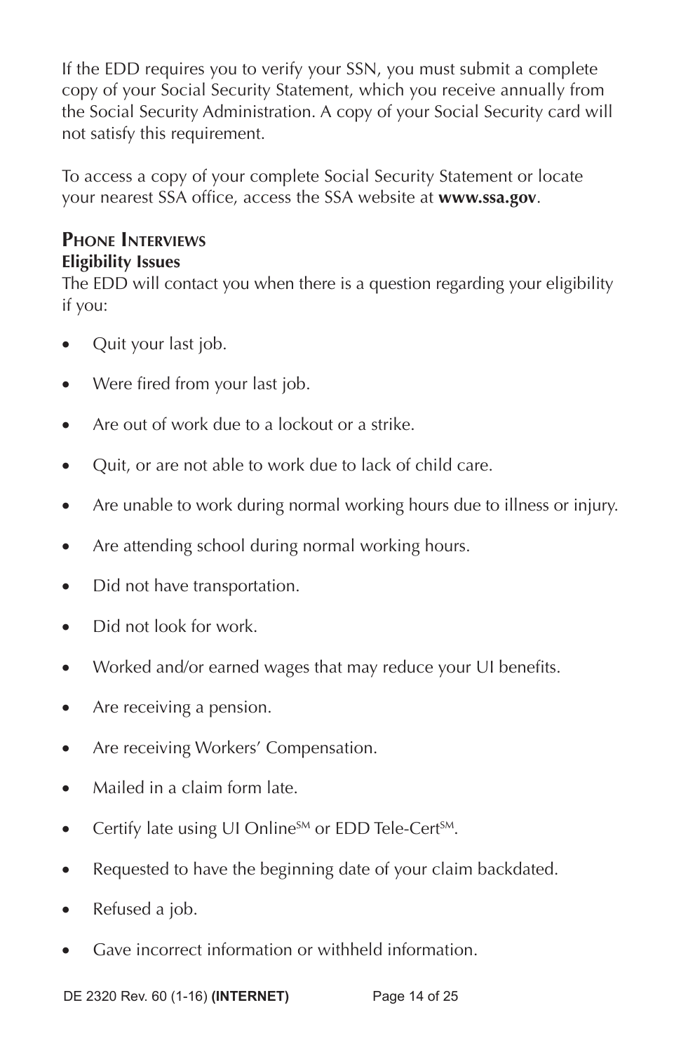If the EDD requires you to verify your SSN, you must submit a complete copy of your Social Security Statement, which you receive annually from the Social Security Administration. A copy of your Social Security card will not satisfy this requirement.

To access a copy of your complete Social Security Statement or locate your nearest SSA office, access the SSA website at **www.ssa.gov**.

## Phone Interviews

**Eligibility Issues**

The EDD will contact you when there is a question regarding your eligibility if you:

- Quit your last job.
- Were fired from your last job.
- Are out of work due to a lockout or a strike.
- Quit, or are not able to work due to lack of child care.
- Are unable to work during normal working hours due to illness or injury.
- Are attending school during normal working hours.
- Did not have transportation.
- Did not look for work.
- Worked and/or earned wages that may reduce your UI benefits.
- Are receiving a pension.
- Are receiving Workers' Compensation.
- Mailed in a claim form late.
- Certify late using UI Online[SM] or EDD Tele-Cert[SM].
- Requested to have the beginning date of your claim backdated.
- Refused a job.
- Gave incorrect information or withheld information.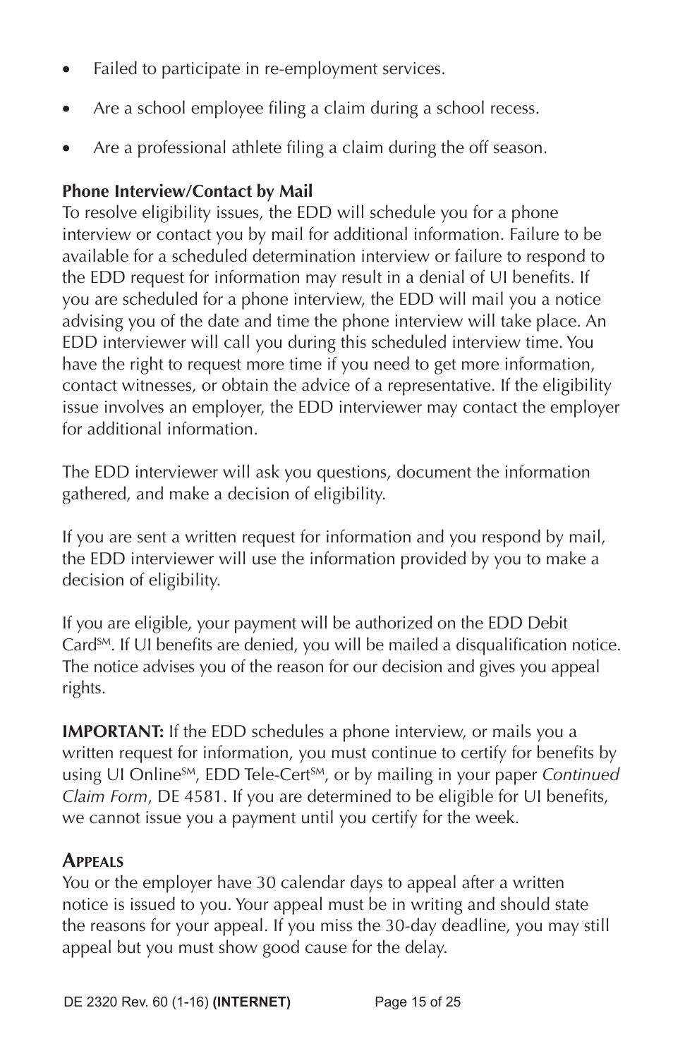- Failed to participate in re-employment services.
- Are a school employee filing a claim during a school recess.
- Are a professional athlete filing a claim during the off season.

**Phone Interview/Contact by Mail**

To resolve eligibility issues, the EDD will schedule you for a phone interview or contact you by mail for additional information. Failure to be available for a scheduled determination interview or failure to respond to the EDD request for information may result in a denial of UI benefits. If you are scheduled for a phone interview, the EDD will mail you a notice advising you of the date and time the phone interview will take place. An EDD interviewer will call you during this scheduled interview time. You have the right to request more time if you need to get more information, contact witnesses, or obtain the advice of a representative. If the eligibility issue involves an employer, the EDD interviewer may contact the employer for additional information.

The EDD interviewer will ask you questions, document the information gathered, and make a decision of eligibility.

If you are sent a written request for information and you respond by mail, the EDD interviewer will use the information provided by you to make a decision of eligibility.

If you are eligible, your payment will be authorized on the EDD Debit Card℠. If UI benefits are denied, you will be mailed a disqualification notice. The notice advises you of the reason for our decision and gives you appeal rights.

**IMPORTANT:** If the EDD schedules a phone interview, or mails you a written request for information, you must continue to certify for benefits by using UI Online℠, EDD Tele-Cert℠, or by mailing in your paper *Continued Claim Form*, DE 4581. If you are determined to be eligible for UI benefits, we cannot issue you a payment until you certify for the week.

## Appeals

You or the employer have 30 calendar days to appeal after a written notice is issued to you. Your appeal must be in writing and should state the reasons for your appeal. If you miss the 30-day deadline, you may still appeal but you must show good cause for the delay.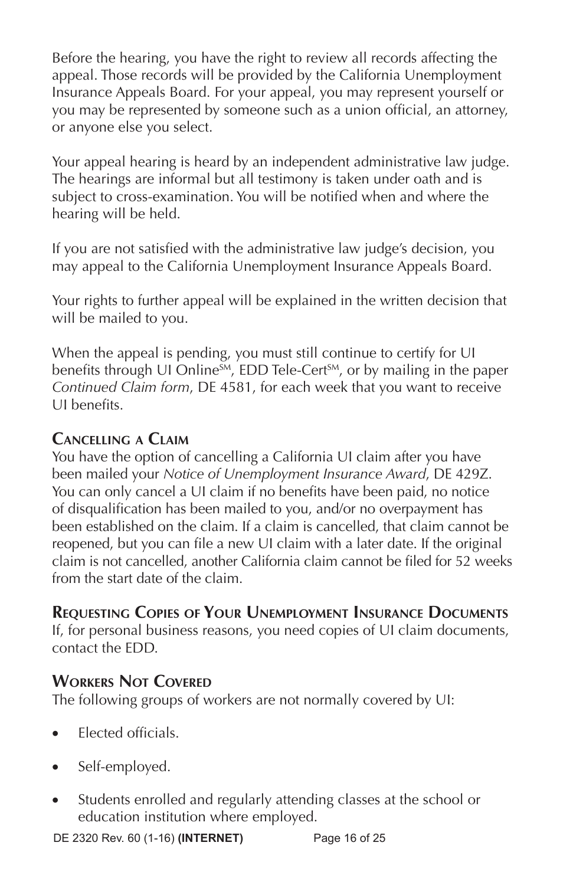Before the hearing, you have the right to review all records affecting the appeal. Those records will be provided by the California Unemployment Insurance Appeals Board. For your appeal, you may represent yourself or you may be represented by someone such as a union official, an attorney, or anyone else you select.

Your appeal hearing is heard by an independent administrative law judge. The hearings are informal but all testimony is taken under oath and is subject to cross-examination. You will be notified when and where the hearing will be held.

If you are not satisfied with the administrative law judge's decision, you may appeal to the California Unemployment Insurance Appeals Board.

Your rights to further appeal will be explained in the written decision that will be mailed to you.

When the appeal is pending, you must still continue to certify for UI benefits through UI Online[SM], EDD Tele-Cert[SM], or by mailing in the paper *Continued Claim form*, DE 4581, for each week that you want to receive UI benefits.

### Cancelling a Claim

You have the option of cancelling a California UI claim after you have been mailed your *Notice of Unemployment Insurance Award*, DE 429Z. You can only cancel a UI claim if no benefits have been paid, no notice of disqualification has been mailed to you, and/or no overpayment has been established on the claim. If a claim is cancelled, that claim cannot be reopened, but you can file a new UI claim with a later date. If the original claim is not cancelled, another California claim cannot be filed for 52 weeks from the start date of the claim.

### Requesting Copies of Your Unemployment Insurance Documents

If, for personal business reasons, you need copies of UI claim documents, contact the EDD.

### Workers Not Covered

The following groups of workers are not normally covered by UI:

- Elected officials.
- Self-employed.
- Students enrolled and regularly attending classes at the school or education institution where employed.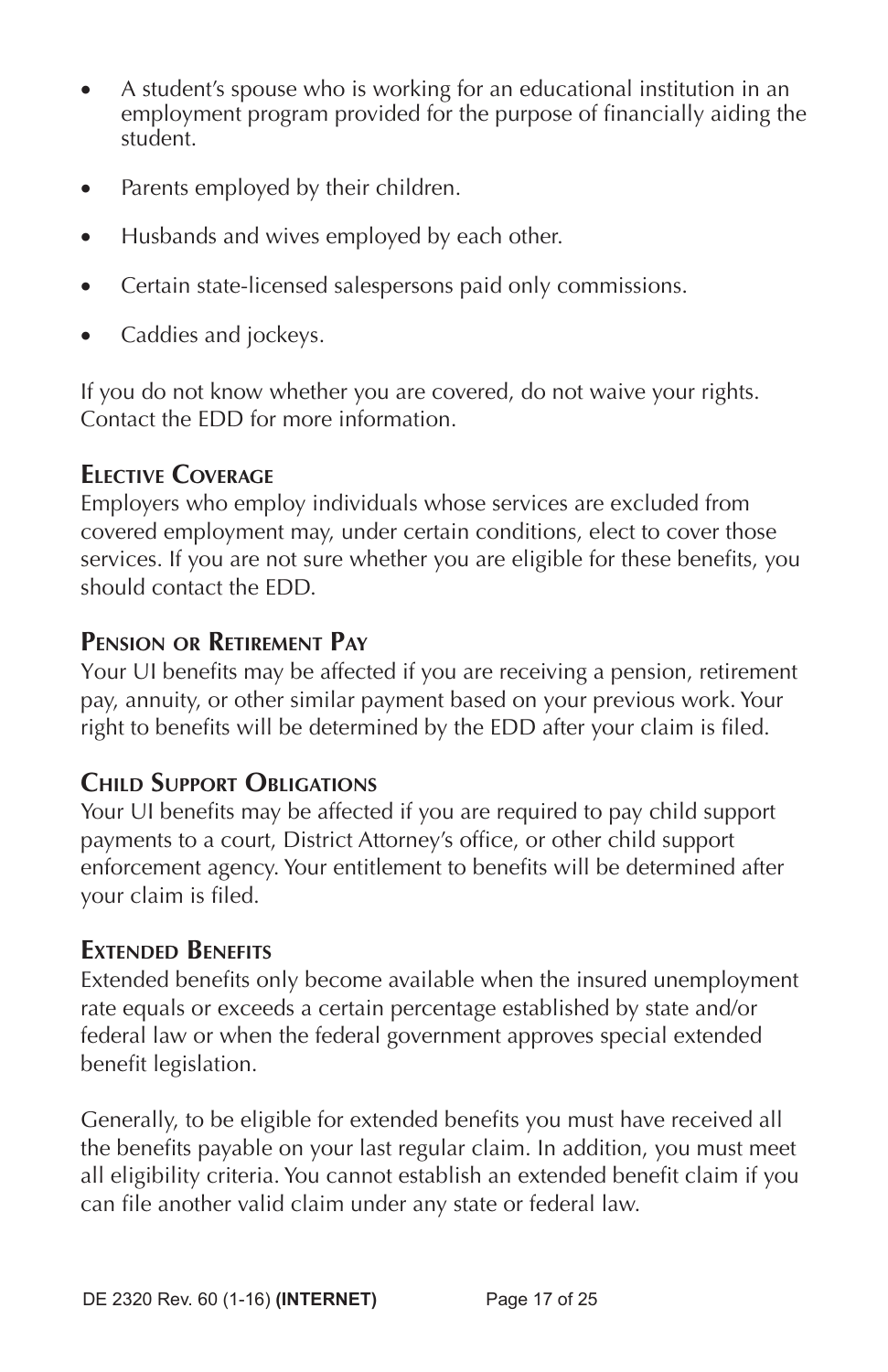- A student's spouse who is working for an educational institution in an employment program provided for the purpose of financially aiding the student.

- Parents employed by their children.

- Husbands and wives employed by each other.

- Certain state-licensed salespersons paid only commissions.

- Caddies and jockeys.

If you do not know whether you are covered, do not waive your rights. Contact the EDD for more information.

### Elective Coverage

Employers who employ individuals whose services are excluded from covered employment may, under certain conditions, elect to cover those services. If you are not sure whether you are eligible for these benefits, you should contact the EDD.

### Pension or Retirement Pay

Your UI benefits may be affected if you are receiving a pension, retirement pay, annuity, or other similar payment based on your previous work. Your right to benefits will be determined by the EDD after your claim is filed.

### Child Support Obligations

Your UI benefits may be affected if you are required to pay child support payments to a court, District Attorney's office, or other child support enforcement agency. Your entitlement to benefits will be determined after your claim is filed.

### Extended Benefits

Extended benefits only become available when the insured unemployment rate equals or exceeds a certain percentage established by state and/or federal law or when the federal government approves special extended benefit legislation.

Generally, to be eligible for extended benefits you must have received all the benefits payable on your last regular claim. In addition, you must meet all eligibility criteria. You cannot establish an extended benefit claim if you can file another valid claim under any state or federal law.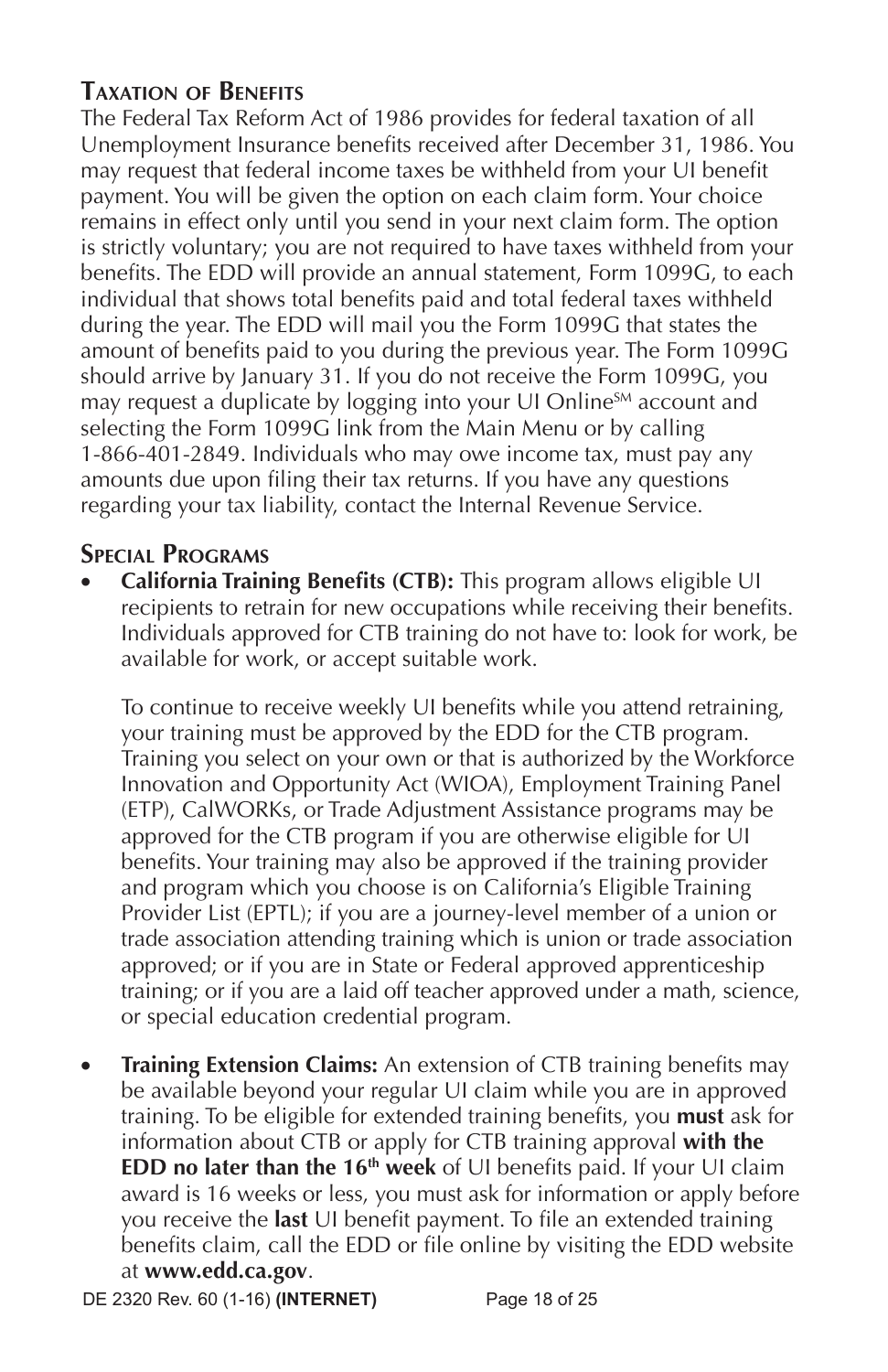### Taxation of Benefits

The Federal Tax Reform Act of 1986 provides for federal taxation of all Unemployment Insurance benefits received after December 31, 1986. You may request that federal income taxes be withheld from your UI benefit payment. You will be given the option on each claim form. Your choice remains in effect only until you send in your next claim form. The option is strictly voluntary; you are not required to have taxes withheld from your benefits. The EDD will provide an annual statement, Form 1099G, to each individual that shows total benefits paid and total federal taxes withheld during the year. The EDD will mail you the Form 1099G that states the amount of benefits paid to you during the previous year. The Form 1099G should arrive by January 31. If you do not receive the Form 1099G, you may request a duplicate by logging into your UI Online[SM] account and selecting the Form 1099G link from the Main Menu or by calling 1-866-401-2849. Individuals who may owe income tax, must pay any amounts due upon filing their tax returns. If you have any questions regarding your tax liability, contact the Internal Revenue Service.

### Special Programs

- **California Training Benefits (CTB):** This program allows eligible UI recipients to retrain for new occupations while receiving their benefits. Individuals approved for CTB training do not have to: look for work, be available for work, or accept suitable work.

  To continue to receive weekly UI benefits while you attend retraining, your training must be approved by the EDD for the CTB program. Training you select on your own or that is authorized by the Workforce Innovation and Opportunity Act (WIOA), Employment Training Panel (ETP), CalWORKs, or Trade Adjustment Assistance programs may be approved for the CTB program if you are otherwise eligible for UI benefits. Your training may also be approved if the training provider and program which you choose is on California's Eligible Training Provider List (EPTL); if you are a journey-level member of a union or trade association attending training which is union or trade association approved; or if you are in State or Federal approved apprenticeship training; or if you are a laid off teacher approved under a math, science, or special education credential program.

- **Training Extension Claims:** An extension of CTB training benefits may be available beyond your regular UI claim while you are in approved training. To be eligible for extended training benefits, you **must** ask for information about CTB or apply for CTB training approval **with the EDD no later than the 16th week** of UI benefits paid. If your UI claim award is 16 weeks or less, you must ask for information or apply before you receive the **last** UI benefit payment. To file an extended training benefits claim, call the EDD or file online by visiting the EDD website at **www.edd.ca.gov**.

DE 2320 Rev. 60 (1-16) **(INTERNET)**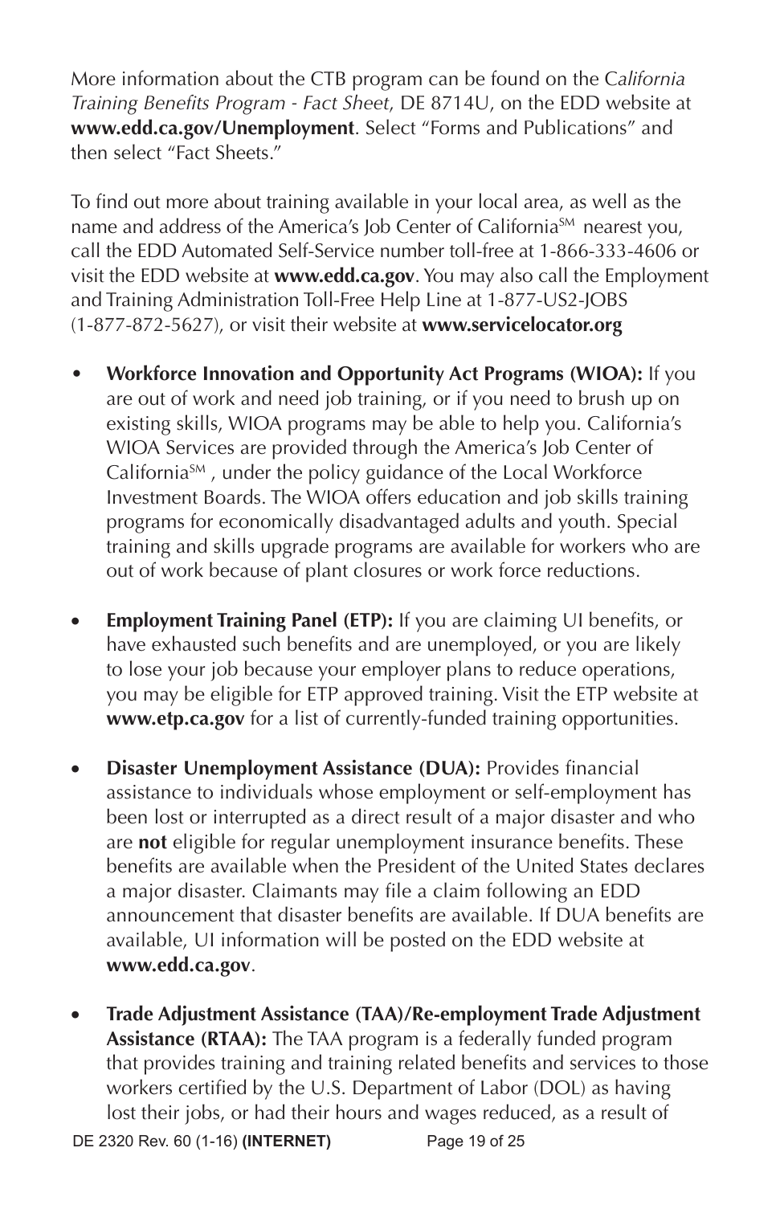More information about the CTB program can be found on the *California Training Benefits Program - Fact Sheet*, DE 8714U, on the EDD website at **www.edd.ca.gov/Unemployment**. Select "Forms and Publications" and then select "Fact Sheets."

To find out more about training available in your local area, as well as the name and address of the America's Job Center of California℠ nearest you, call the EDD Automated Self-Service number toll-free at 1-866-333-4606 or visit the EDD website at **www.edd.ca.gov**. You may also call the Employment and Training Administration Toll-Free Help Line at 1-877-US2-JOBS (1-877-872-5627), or visit their website at **www.servicelocator.org**

- **Workforce Innovation and Opportunity Act Programs (WIOA):** If you are out of work and need job training, or if you need to brush up on existing skills, WIOA programs may be able to help you. California's WIOA Services are provided through the America's Job Center of California℠ , under the policy guidance of the Local Workforce Investment Boards. The WIOA offers education and job skills training programs for economically disadvantaged adults and youth. Special training and skills upgrade programs are available for workers who are out of work because of plant closures or work force reductions.

- **Employment Training Panel (ETP):** If you are claiming UI benefits, or have exhausted such benefits and are unemployed, or you are likely to lose your job because your employer plans to reduce operations, you may be eligible for ETP approved training. Visit the ETP website at **www.etp.ca.gov** for a list of currently-funded training opportunities.

- **Disaster Unemployment Assistance (DUA):** Provides financial assistance to individuals whose employment or self-employment has been lost or interrupted as a direct result of a major disaster and who are **not** eligible for regular unemployment insurance benefits. These benefits are available when the President of the United States declares a major disaster. Claimants may file a claim following an EDD announcement that disaster benefits are available. If DUA benefits are available, UI information will be posted on the EDD website at **www.edd.ca.gov**.

- **Trade Adjustment Assistance (TAA)/Re-employment Trade Adjustment Assistance (RTAA):** The TAA program is a federally funded program that provides training and training related benefits and services to those workers certified by the U.S. Department of Labor (DOL) as having lost their jobs, or had their hours and wages reduced, as a result of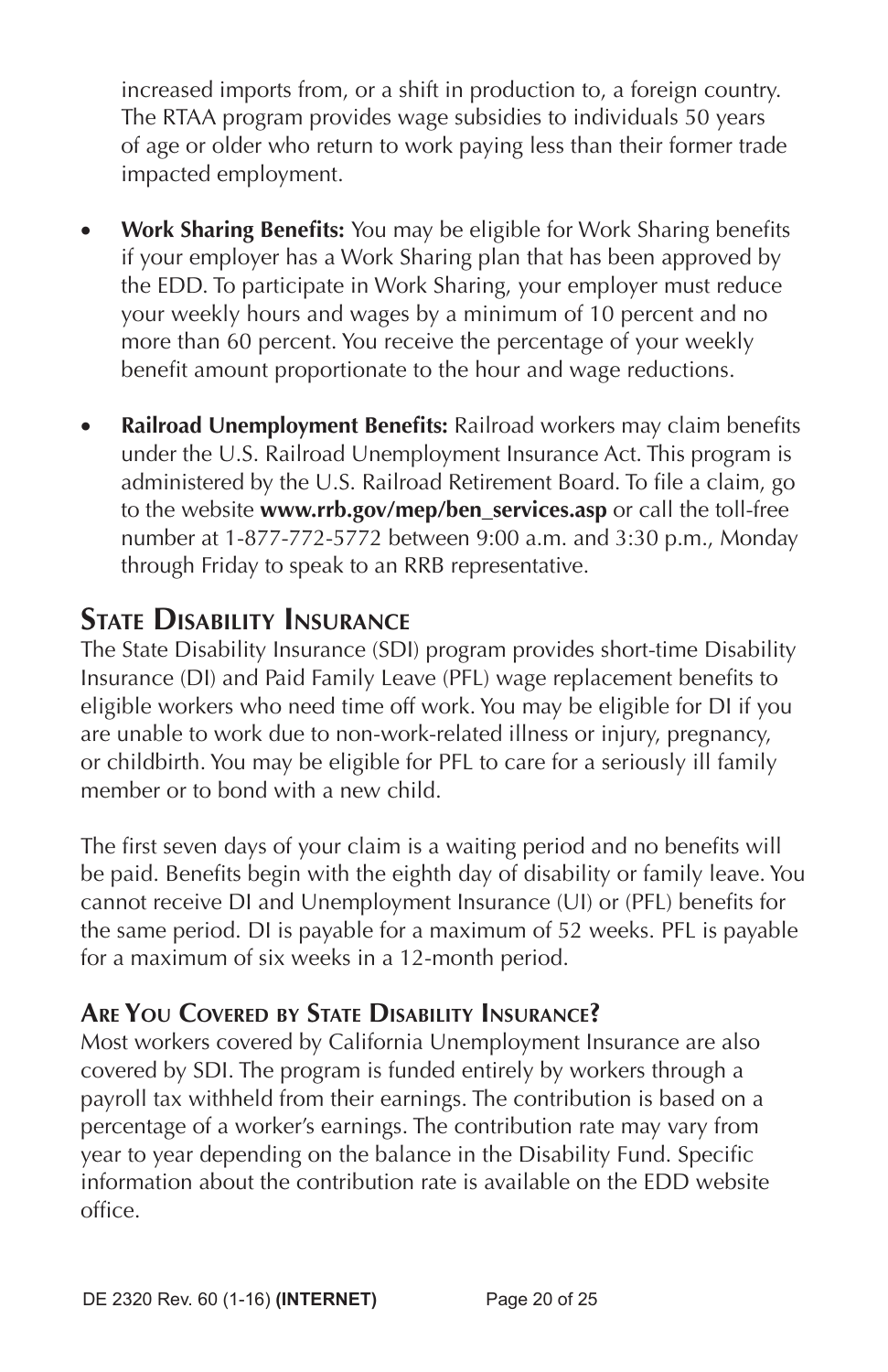increased imports from, or a shift in production to, a foreign country. The RTAA program provides wage subsidies to individuals 50 years of age or older who return to work paying less than their former trade impacted employment.

- **Work Sharing Benefits:** You may be eligible for Work Sharing benefits if your employer has a Work Sharing plan that has been approved by the EDD. To participate in Work Sharing, your employer must reduce your weekly hours and wages by a minimum of 10 percent and no more than 60 percent. You receive the percentage of your weekly benefit amount proportionate to the hour and wage reductions.

- **Railroad Unemployment Benefits:** Railroad workers may claim benefits under the U.S. Railroad Unemployment Insurance Act. This program is administered by the U.S. Railroad Retirement Board. To file a claim, go to the website **www.rrb.gov/mep/ben_services.asp** or call the toll-free number at 1-877-772-5772 between 9:00 a.m. and 3:30 p.m., Monday through Friday to speak to an RRB representative.

## State Disability Insurance

The State Disability Insurance (SDI) program provides short-time Disability Insurance (DI) and Paid Family Leave (PFL) wage replacement benefits to eligible workers who need time off work. You may be eligible for DI if you are unable to work due to non-work-related illness or injury, pregnancy, or childbirth. You may be eligible for PFL to care for a seriously ill family member or to bond with a new child.

The first seven days of your claim is a waiting period and no benefits will be paid. Benefits begin with the eighth day of disability or family leave. You cannot receive DI and Unemployment Insurance (UI) or (PFL) benefits for the same period. DI is payable for a maximum of 52 weeks. PFL is payable for a maximum of six weeks in a 12-month period.

### Are You Covered by State Disability Insurance?

Most workers covered by California Unemployment Insurance are also covered by SDI. The program is funded entirely by workers through a payroll tax withheld from their earnings. The contribution is based on a percentage of a worker's earnings. The contribution rate may vary from year to year depending on the balance in the Disability Fund. Specific information about the contribution rate is available on the EDD website office.

DE 2320 Rev. 60 (1-16) **(INTERNET)**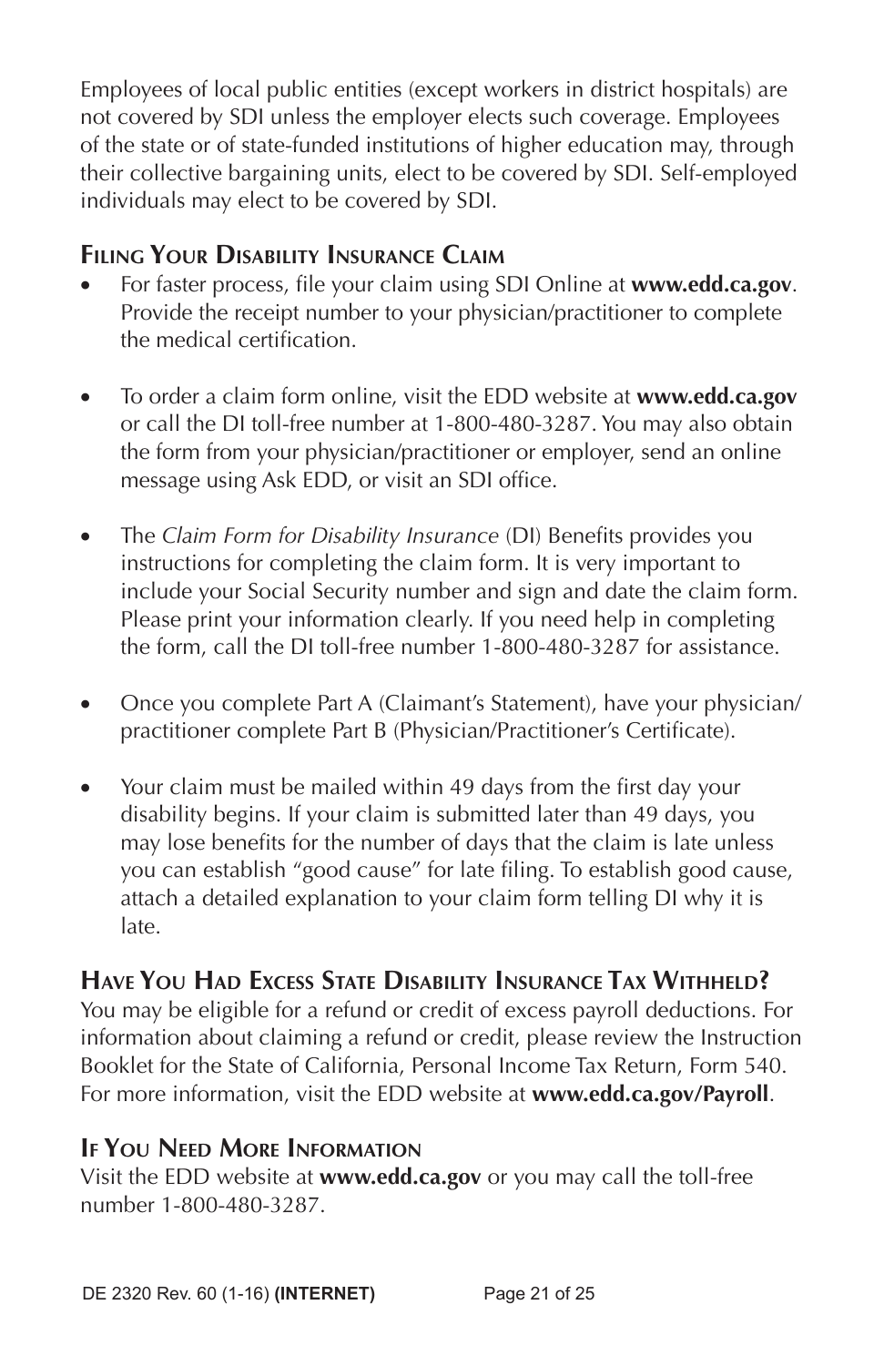Employees of local public entities (except workers in district hospitals) are not covered by SDI unless the employer elects such coverage. Employees of the state or of state-funded institutions of higher education may, through their collective bargaining units, elect to be covered by SDI. Self-employed individuals may elect to be covered by SDI.

## Filing Your Disability Insurance Claim

- For faster process, file your claim using SDI Online at **www.edd.ca.gov**. Provide the receipt number to your physician/practitioner to complete the medical certification.
- To order a claim form online, visit the EDD website at **www.edd.ca.gov** or call the DI toll-free number at 1-800-480-3287. You may also obtain the form from your physician/practitioner or employer, send an online message using Ask EDD, or visit an SDI office.
- The *Claim Form for Disability Insurance* (DI) Benefits provides you instructions for completing the claim form. It is very important to include your Social Security number and sign and date the claim form. Please print your information clearly. If you need help in completing the form, call the DI toll-free number 1-800-480-3287 for assistance.
- Once you complete Part A (Claimant's Statement), have your physician/practitioner complete Part B (Physician/Practitioner's Certificate).
- Your claim must be mailed within 49 days from the first day your disability begins. If your claim is submitted later than 49 days, you may lose benefits for the number of days that the claim is late unless you can establish "good cause" for late filing. To establish good cause, attach a detailed explanation to your claim form telling DI why it is late.

## Have You Had Excess State Disability Insurance Tax Withheld?

You may be eligible for a refund or credit of excess payroll deductions. For information about claiming a refund or credit, please review the Instruction Booklet for the State of California, Personal Income Tax Return, Form 540. For more information, visit the EDD website at **www.edd.ca.gov/Payroll**.

## If You Need More Information

Visit the EDD website at **www.edd.ca.gov** or you may call the toll-free number 1-800-480-3287.

DE 2320 Rev. 60 (1-16) **(INTERNET)**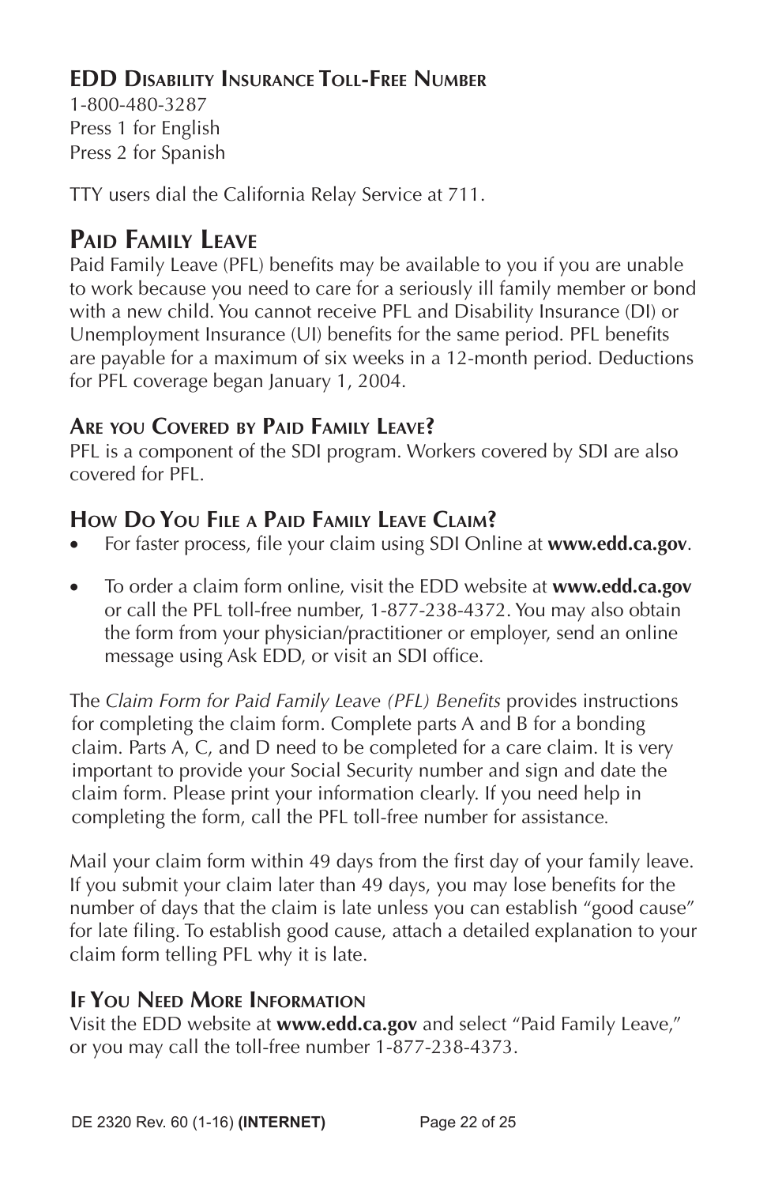### EDD Disability Insurance Toll-Free Number

1-800-480-3287
Press 1 for English
Press 2 for Spanish

TTY users dial the California Relay Service at 711.

## Paid Family Leave

Paid Family Leave (PFL) benefits may be available to you if you are unable to work because you need to care for a seriously ill family member or bond with a new child. You cannot receive PFL and Disability Insurance (DI) or Unemployment Insurance (UI) benefits for the same period. PFL benefits are payable for a maximum of six weeks in a 12-month period. Deductions for PFL coverage began January 1, 2004.

### Are you Covered by Paid Family Leave?

PFL is a component of the SDI program. Workers covered by SDI are also covered for PFL.

### How Do You File a Paid Family Leave Claim?

- For faster process, file your claim using SDI Online at **www.edd.ca.gov**.
- To order a claim form online, visit the EDD website at **www.edd.ca.gov** or call the PFL toll-free number, 1-877-238-4372. You may also obtain the form from your physician/practitioner or employer, send an online message using Ask EDD, or visit an SDI office.

The *Claim Form for Paid Family Leave (PFL) Benefits* provides instructions for completing the claim form. Complete parts A and B for a bonding claim. Parts A, C, and D need to be completed for a care claim. It is very important to provide your Social Security number and sign and date the claim form. Please print your information clearly. If you need help in completing the form, call the PFL toll-free number for assistance.

Mail your claim form within 49 days from the first day of your family leave. If you submit your claim later than 49 days, you may lose benefits for the number of days that the claim is late unless you can establish "good cause" for late filing. To establish good cause, attach a detailed explanation to your claim form telling PFL why it is late.

### If You Need More Information

Visit the EDD website at **www.edd.ca.gov** and select "Paid Family Leave," or you may call the toll-free number 1-877-238-4373.

DE 2320 Rev. 60 (1-16) **(INTERNET)**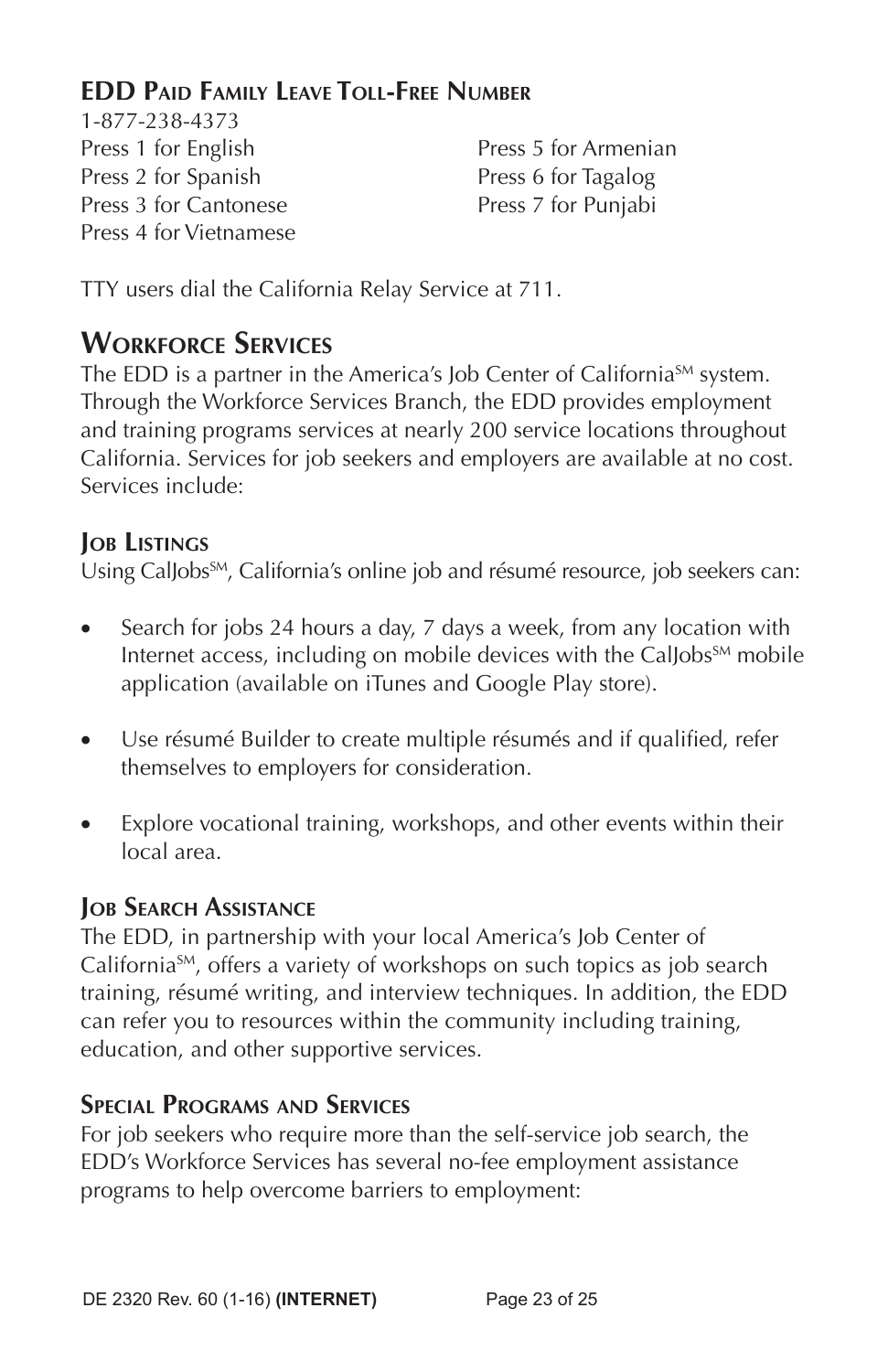### EDD Paid Family Leave Toll-Free Number

1-877-238-4373

Press 1 for English
Press 2 for Spanish
Press 3 for Cantonese
Press 4 for Vietnamese
Press 5 for Armenian
Press 6 for Tagalog
Press 7 for Punjabi

TTY users dial the California Relay Service at 711.

## Workforce Services

The EDD is a partner in the America's Job Center of California[SM] system. Through the Workforce Services Branch, the EDD provides employment and training programs services at nearly 200 service locations throughout California. Services for job seekers and employers are available at no cost. Services include:

### Job Listings

Using CalJobs[SM], California's online job and résumé resource, job seekers can:

- Search for jobs 24 hours a day, 7 days a week, from any location with Internet access, including on mobile devices with the CalJobs[SM] mobile application (available on iTunes and Google Play store).
- Use résumé Builder to create multiple résumés and if qualified, refer themselves to employers for consideration.
- Explore vocational training, workshops, and other events within their local area.

### Job Search Assistance

The EDD, in partnership with your local America's Job Center of California[SM], offers a variety of workshops on such topics as job search training, résumé writing, and interview techniques. In addition, the EDD can refer you to resources within the community including training, education, and other supportive services.

### Special Programs and Services

For job seekers who require more than the self-service job search, the EDD's Workforce Services has several no-fee employment assistance programs to help overcome barriers to employment: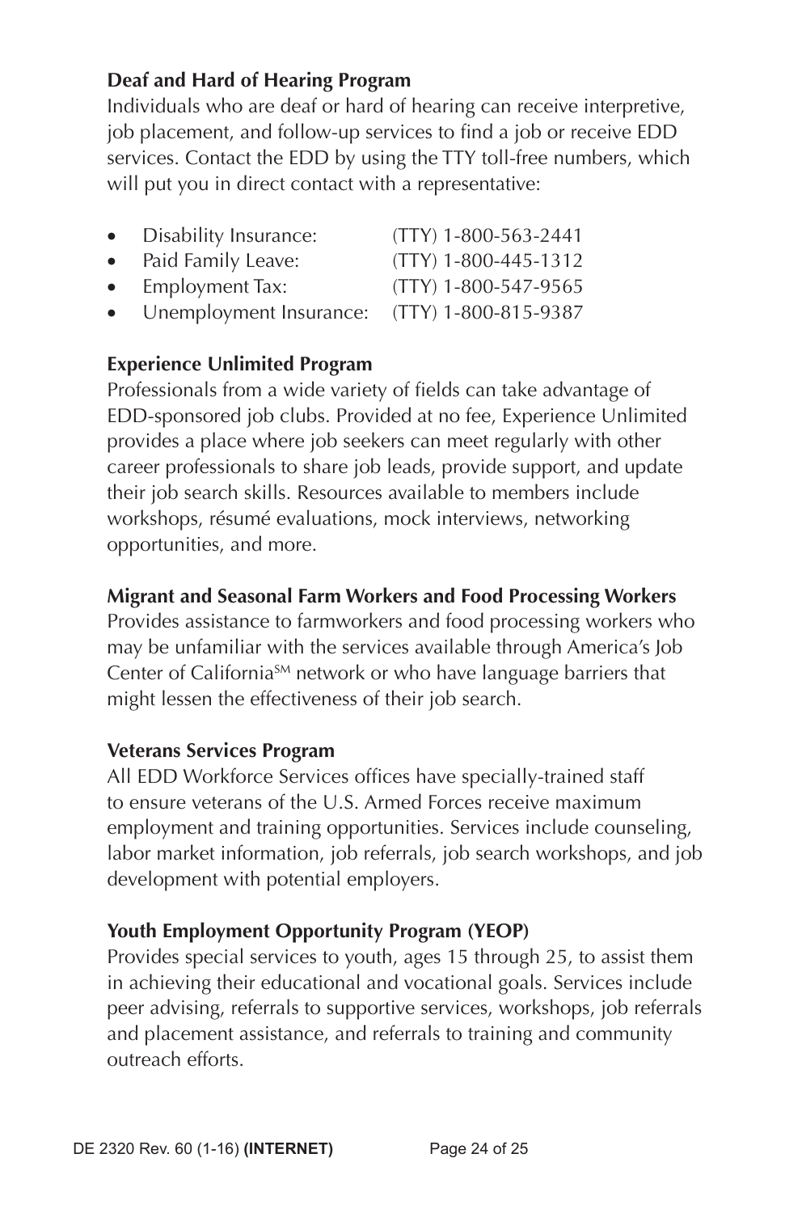**Deaf and Hard of Hearing Program**

Individuals who are deaf or hard of hearing can receive interpretive, job placement, and follow-up services to find a job or receive EDD services. Contact the EDD by using the TTY toll-free numbers, which will put you in direct contact with a representative:

- Disability Insurance: (TTY) 1-800-563-2441
- Paid Family Leave: (TTY) 1-800-445-1312
- Employment Tax: (TTY) 1-800-547-9565
- Unemployment Insurance: (TTY) 1-800-815-9387

**Experience Unlimited Program**

Professionals from a wide variety of fields can take advantage of EDD-sponsored job clubs. Provided at no fee, Experience Unlimited provides a place where job seekers can meet regularly with other career professionals to share job leads, provide support, and update their job search skills. Resources available to members include workshops, résumé evaluations, mock interviews, networking opportunities, and more.

**Migrant and Seasonal Farm Workers and Food Processing Workers**

Provides assistance to farmworkers and food processing workers who may be unfamiliar with the services available through America's Job Center of California[SM] network or who have language barriers that might lessen the effectiveness of their job search.

**Veterans Services Program**

All EDD Workforce Services offices have specially-trained staff to ensure veterans of the U.S. Armed Forces receive maximum employment and training opportunities. Services include counseling, labor market information, job referrals, job search workshops, and job development with potential employers.

**Youth Employment Opportunity Program (YEOP)**

Provides special services to youth, ages 15 through 25, to assist them in achieving their educational and vocational goals. Services include peer advising, referrals to supportive services, workshops, job referrals and placement assistance, and referrals to training and community outreach efforts.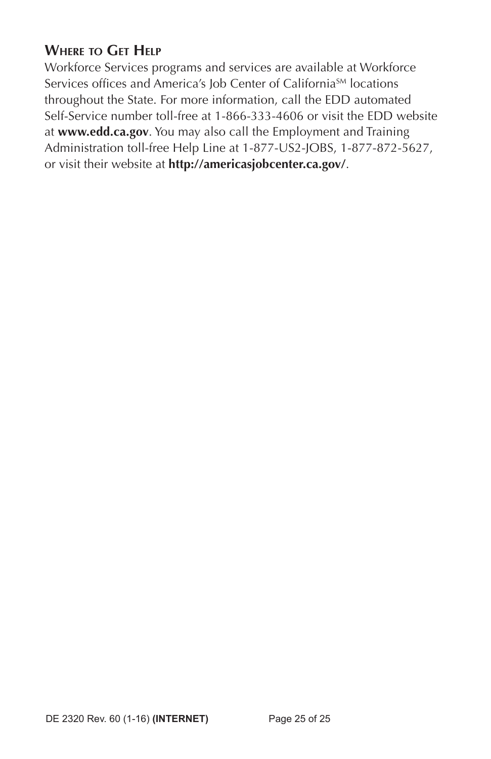## Where to Get Help

Workforce Services programs and services are available at Workforce Services offices and America's Job Center of California[SM] locations throughout the State. For more information, call the EDD automated Self-Service number toll-free at 1-866-333-4606 or visit the EDD website at **www.edd.ca.gov**. You may also call the Employment and Training Administration toll-free Help Line at 1-877-US2-JOBS, 1-877-872-5627, or visit their website at **http://americasjobcenter.ca.gov/**.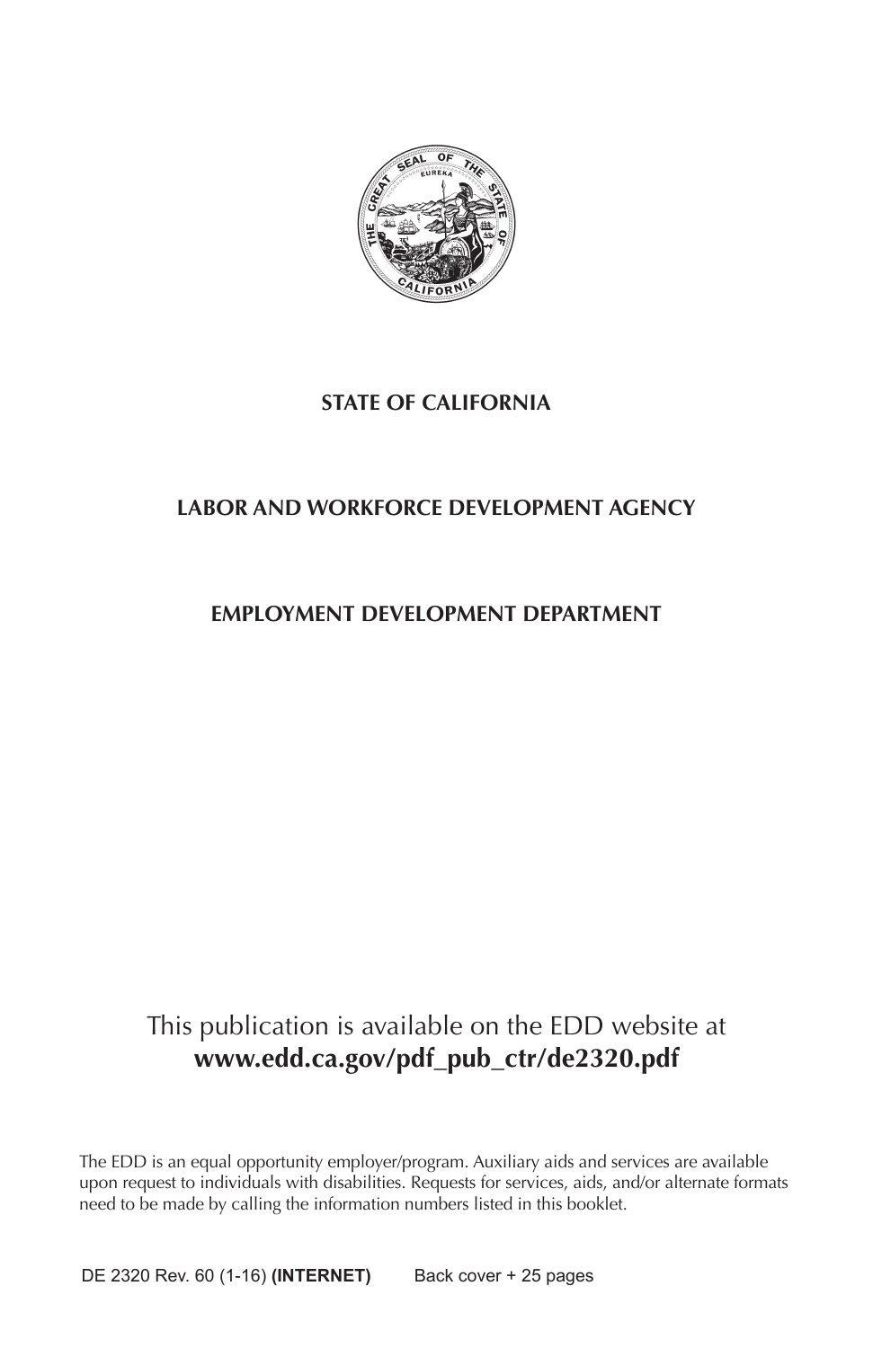**STATE OF CALIFORNIA**

**LABOR AND WORKFORCE DEVELOPMENT AGENCY**

**EMPLOYMENT DEVELOPMENT DEPARTMENT**

This publication is available on the EDD website at
**www.edd.ca.gov/pdf_pub_ctr/de2320.pdf**

The EDD is an equal opportunity employer/program. Auxiliary aids and services are available upon request to individuals with disabilities. Requests for services, aids, and/or alternate formats need to be made by calling the information numbers listed in this booklet.

DE 2320 Rev. 60 (1-16) **(INTERNET)** Back cover + 25 pages